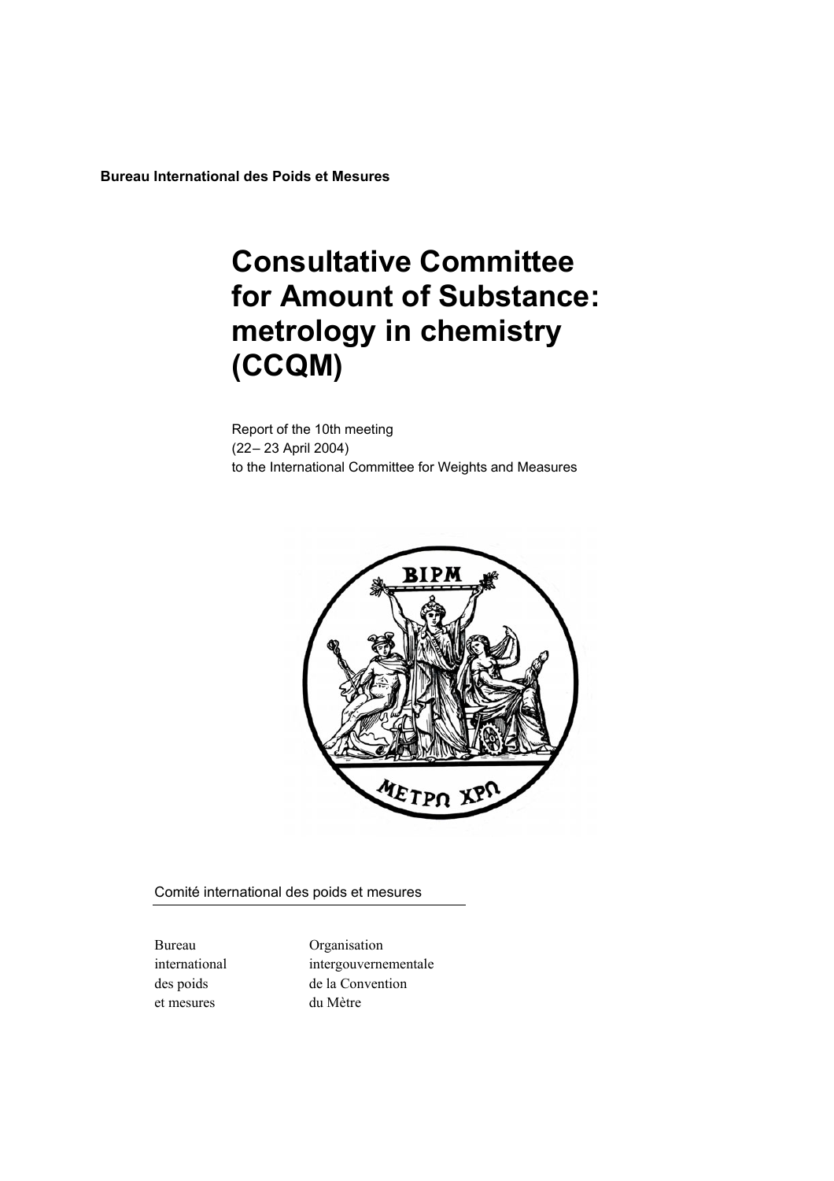**Bureau International des Poids et Mesures**

# Consultative Committee for Amount of Substance: metrology in chemistry (CCQM)

Report of the 10th meeting
(22 – 23 April 2004)
to the International Committee for Weights and Measures

Comité international des poids et mesures

| Bureau international des poids et mesures | Organisation intergouvernementale de la Convention du Mètre |
|---|---|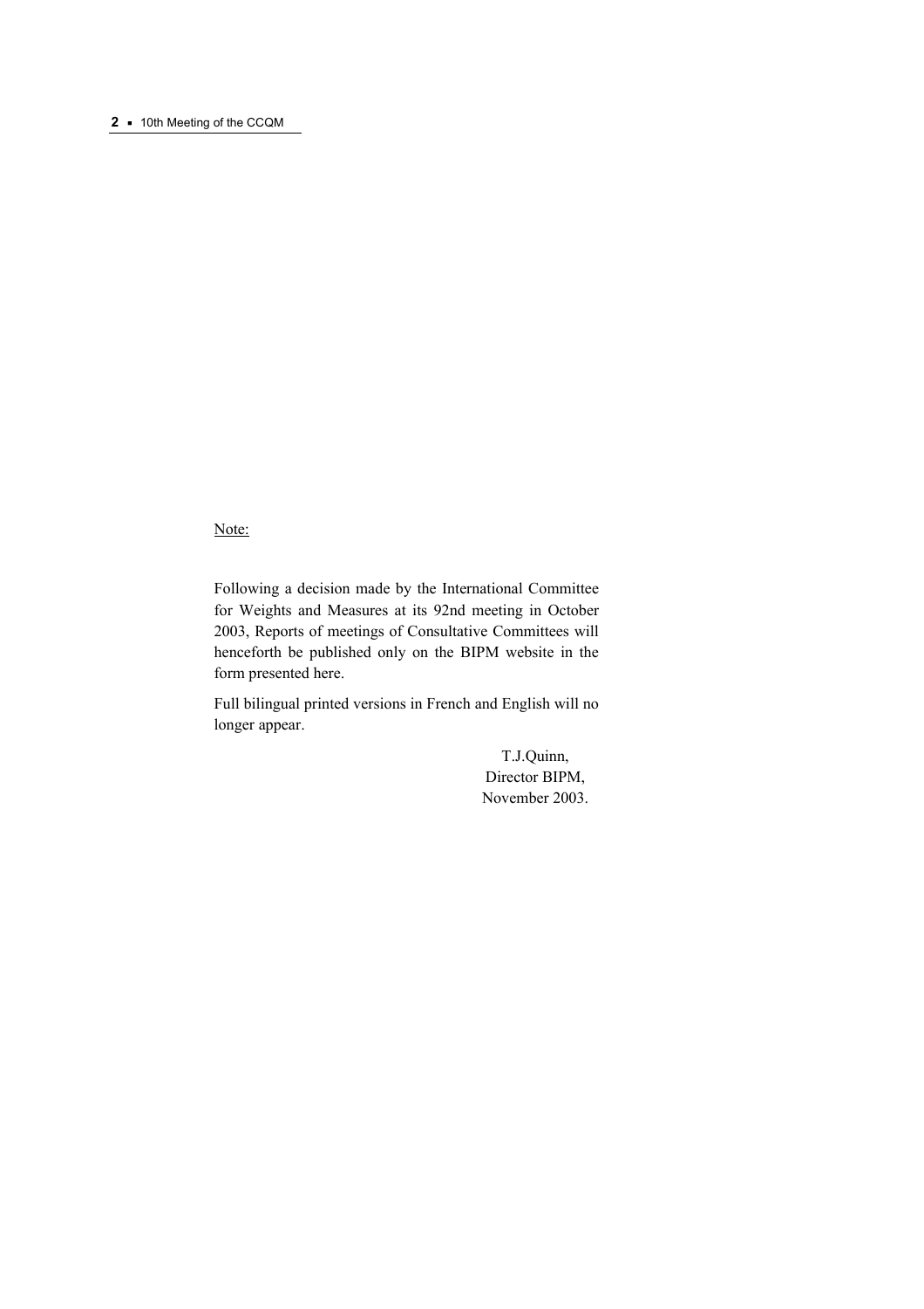Note:

Following a decision made by the International Committee for Weights and Measures at its 92nd meeting in October 2003, Reports of meetings of Consultative Committees will henceforth be published only on the BIPM website in the form presented here.

Full bilingual printed versions in French and English will no longer appear.

T.J.Quinn,
Director BIPM,
November 2003.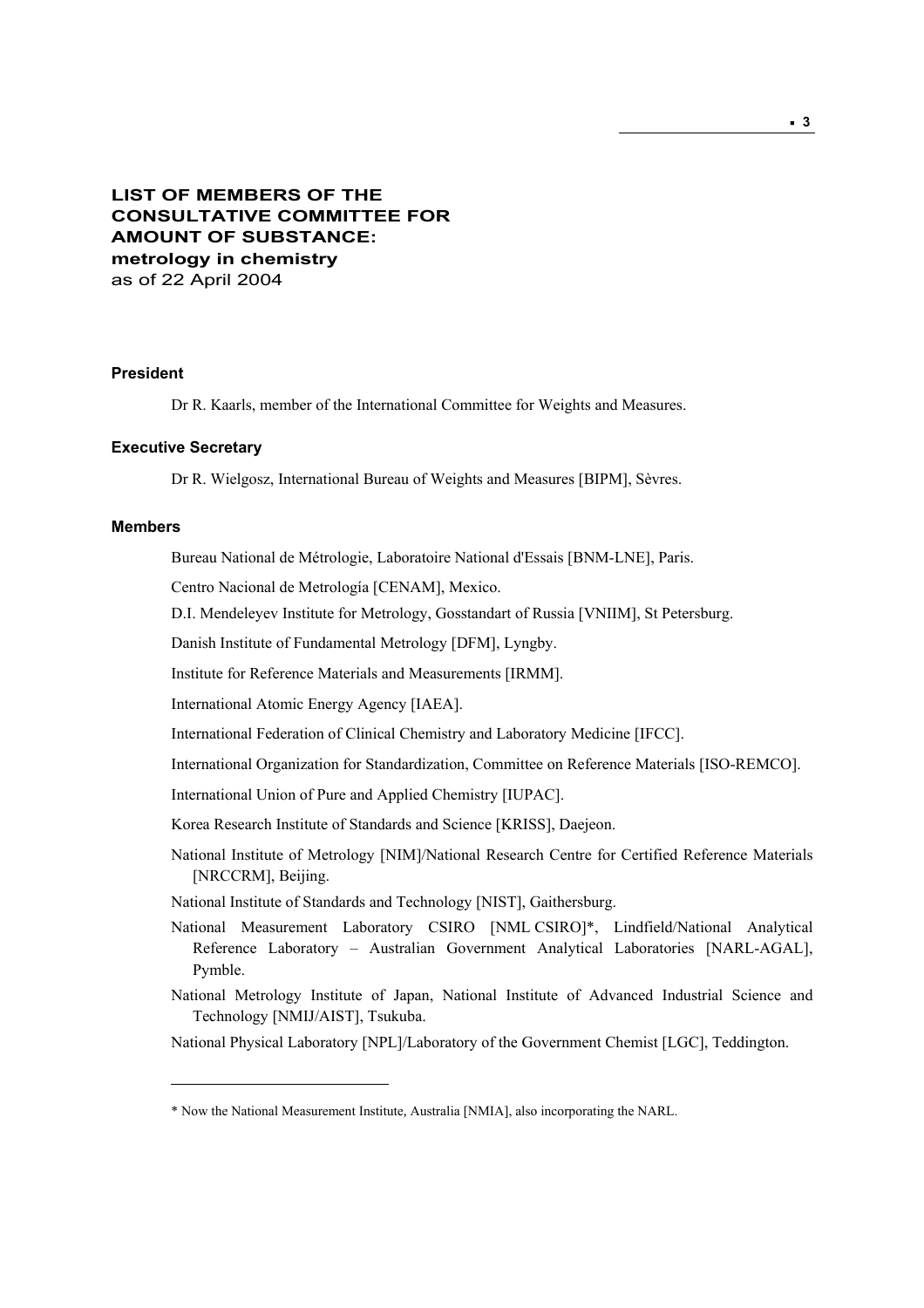# LIST OF MEMBERS OF THE CONSULTATIVE COMMITTEE FOR AMOUNT OF SUBSTANCE: metrology in chemistry

as of 22 April 2004

### President

Dr R. Kaarls, member of the International Committee for Weights and Measures.

### Executive Secretary

Dr R. Wielgosz, International Bureau of Weights and Measures [BIPM], Sèvres.

### Members

Bureau National de Métrologie, Laboratoire National d'Essais [BNM-LNE], Paris.

Centro Nacional de Metrología [CENAM], Mexico.

D.I. Mendeleyev Institute for Metrology, Gosstandart of Russia [VNIIM], St Petersburg.

Danish Institute of Fundamental Metrology [DFM], Lyngby.

Institute for Reference Materials and Measurements [IRMM].

International Atomic Energy Agency [IAEA].

International Federation of Clinical Chemistry and Laboratory Medicine [IFCC].

International Organization for Standardization, Committee on Reference Materials [ISO-REMCO].

International Union of Pure and Applied Chemistry [IUPAC].

Korea Research Institute of Standards and Science [KRISS], Daejeon.

National Institute of Metrology [NIM]/National Research Centre for Certified Reference Materials [NRCCRM], Beijing.

National Institute of Standards and Technology [NIST], Gaithersburg.

National Measurement Laboratory CSIRO [NML CSIRO]*, Lindfield/National Analytical Reference Laboratory – Australian Government Analytical Laboratories [NARL-AGAL], Pymble.

National Metrology Institute of Japan, National Institute of Advanced Industrial Science and Technology [NMIJ/AIST], Tsukuba.

National Physical Laboratory [NPL]/Laboratory of the Government Chemist [LGC], Teddington.

---

* Now the National Measurement Institute, Australia [NMIA], also incorporating the NARL.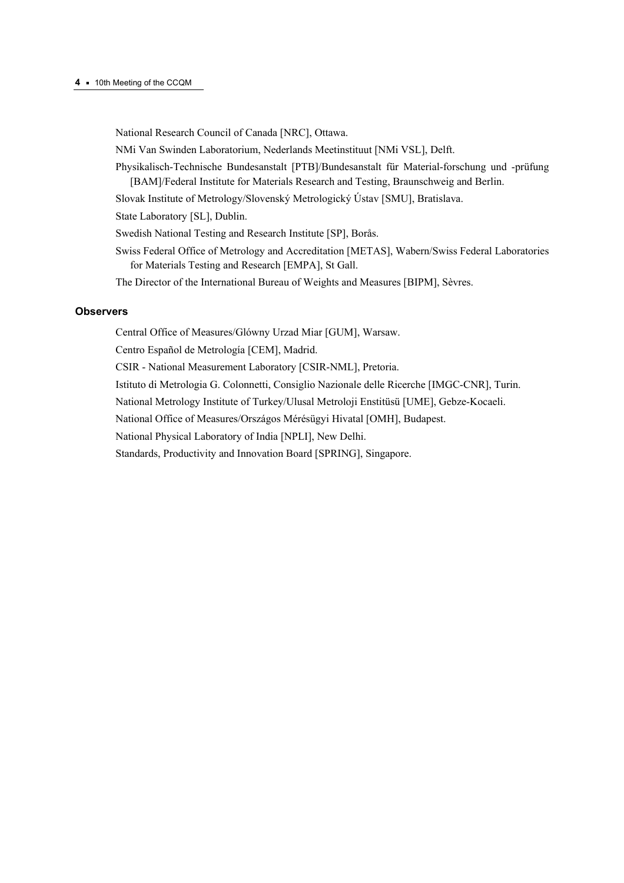National Research Council of Canada [NRC], Ottawa.

NMi Van Swinden Laboratorium, Nederlands Meetinstituut [NMi VSL], Delft.

Physikalisch-Technische Bundesanstalt [PTB]/Bundesanstalt für Material-forschung und -prüfung [BAM]/Federal Institute for Materials Research and Testing, Braunschweig and Berlin.

Slovak Institute of Metrology/Slovenský Metrologický Ústav [SMU], Bratislava.

State Laboratory [SL], Dublin.

Swedish National Testing and Research Institute [SP], Borås.

Swiss Federal Office of Metrology and Accreditation [METAS], Wabern/Swiss Federal Laboratories for Materials Testing and Research [EMPA], St Gall.

The Director of the International Bureau of Weights and Measures [BIPM], Sèvres.

### Observers

Central Office of Measures/Glówny Urzad Miar [GUM], Warsaw.

Centro Español de Metrología [CEM], Madrid.

CSIR - National Measurement Laboratory [CSIR-NML], Pretoria.

Istituto di Metrologia G. Colonnetti, Consiglio Nazionale delle Ricerche [IMGC-CNR], Turin.

National Metrology Institute of Turkey/Ulusal Metroloji Enstitüsü [UME], Gebze-Kocaeli.

National Office of Measures/Országos Mérésügyi Hivatal [OMH], Budapest.

National Physical Laboratory of India [NPLI], New Delhi.

Standards, Productivity and Innovation Board [SPRING], Singapore.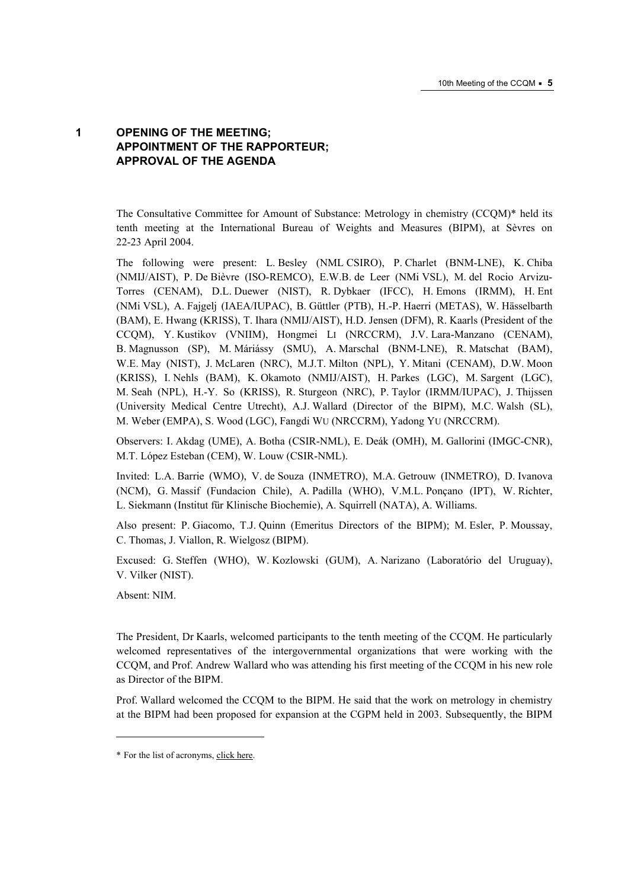# 1 OPENING OF THE MEETING; APPOINTMENT OF THE RAPPORTEUR; APPROVAL OF THE AGENDA

The Consultative Committee for Amount of Substance: Metrology in chemistry (CCQM)* held its tenth meeting at the International Bureau of Weights and Measures (BIPM), at Sèvres on 22-23 April 2004.

The following were present: L. Besley (NML CSIRO), P. Charlet (BNM-LNE), K. Chiba (NMIJ/AIST), P. De Bièvre (ISO-REMCO), E.W.B. de Leer (NMi VSL), M. del Rocio Arvizu-Torres (CENAM), D.L. Duewer (NIST), R. Dybkaer (IFCC), H. Emons (IRMM), H. Ent (NMi VSL), A. Fajgelj (IAEA/IUPAC), B. Güttler (PTB), H.-P. Haerri (METAS), W. Hässelbarth (BAM), E. Hwang (KRISS), T. Ihara (NMIJ/AIST), H.D. Jensen (DFM), R. Kaarls (President of the CCQM), Y. Kustikov (VNIIM), Hongmei LI (NRCCRM), J.V. Lara-Manzano (CENAM), B. Magnusson (SP), M. Máriássy (SMU), A. Marschal (BNM-LNE), R. Matschat (BAM), W.E. May (NIST), J. McLaren (NRC), M.J.T. Milton (NPL), Y. Mitani (CENAM), D.W. Moon (KRISS), I. Nehls (BAM), K. Okamoto (NMIJ/AIST), H. Parkes (LGC), M. Sargent (LGC), M. Seah (NPL), H.-Y. So (KRISS), R. Sturgeon (NRC), P. Taylor (IRMM/IUPAC), J. Thijssen (University Medical Centre Utrecht), A.J. Wallard (Director of the BIPM), M.C. Walsh (SL), M. Weber (EMPA), S. Wood (LGC), Fangdi WU (NRCCRM), Yadong YU (NRCCRM).

Observers: I. Akdag (UME), A. Botha (CSIR-NML), E. Deák (OMH), M. Gallorini (IMGC-CNR), M.T. López Esteban (CEM), W. Louw (CSIR-NML).

Invited: L.A. Barrie (WMO), V. de Souza (INMETRO), M.A. Getrouw (INMETRO), D. Ivanova (NCM), G. Massif (Fundacion Chile), A. Padilla (WHO), V.M.L. Ponçano (IPT), W. Richter, L. Siekmann (Institut für Klinische Biochemie), A. Squirrell (NATA), A. Williams.

Also present: P. Giacomo, T.J. Quinn (Emeritus Directors of the BIPM); M. Esler, P. Moussay, C. Thomas, J. Viallon, R. Wielgosz (BIPM).

Excused: G. Steffen (WHO), W. Kozlowski (GUM), A. Narizano (Laboratório del Uruguay), V. Vilker (NIST).

Absent: NIM.

The President, Dr Kaarls, welcomed participants to the tenth meeting of the CCQM. He particularly welcomed representatives of the intergovernmental organizations that were working with the CCQM, and Prof. Andrew Wallard who was attending his first meeting of the CCQM in his new role as Director of the BIPM.

Prof. Wallard welcomed the CCQM to the BIPM. He said that the work on metrology in chemistry at the BIPM had been proposed for expansion at the CGPM held in 2003. Subsequently, the BIPM

---

* For the list of acronyms, click here.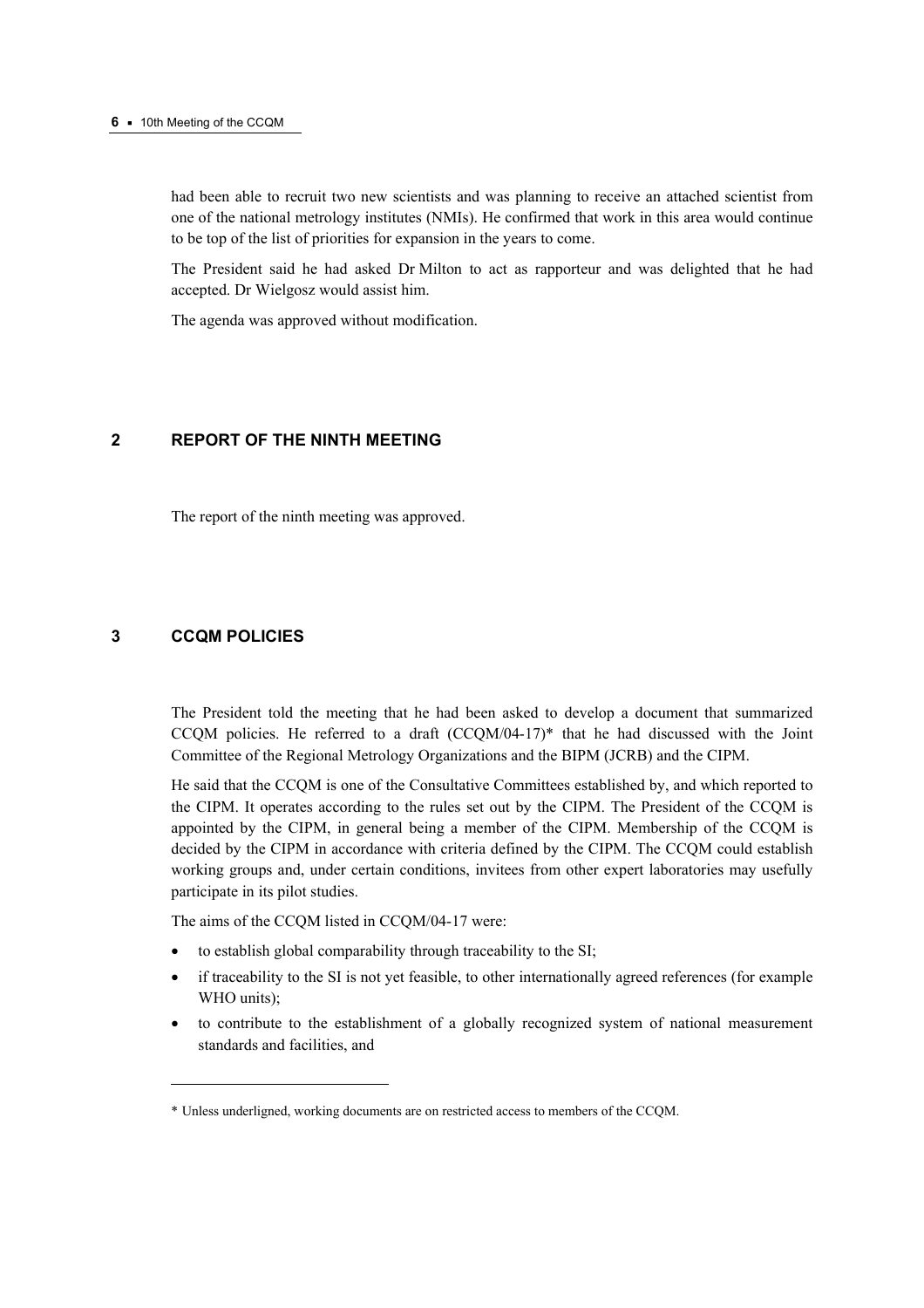had been able to recruit two new scientists and was planning to receive an attached scientist from one of the national metrology institutes (NMIs). He confirmed that work in this area would continue to be top of the list of priorities for expansion in the years to come.

The President said he had asked Dr Milton to act as rapporteur and was delighted that he had accepted. Dr Wielgosz would assist him.

The agenda was approved without modification.

## 2 REPORT OF THE NINTH MEETING

The report of the ninth meeting was approved.

## 3 CCQM POLICIES

The President told the meeting that he had been asked to develop a document that summarized CCQM policies. He referred to a draft (CCQM/04-17)* that he had discussed with the Joint Committee of the Regional Metrology Organizations and the BIPM (JCRB) and the CIPM.

He said that the CCQM is one of the Consultative Committees established by, and which reported to the CIPM. It operates according to the rules set out by the CIPM. The President of the CCQM is appointed by the CIPM, in general being a member of the CIPM. Membership of the CCQM is decided by the CIPM in accordance with criteria defined by the CIPM. The CCQM could establish working groups and, under certain conditions, invitees from other expert laboratories may usefully participate in its pilot studies.

The aims of the CCQM listed in CCQM/04-17 were:

- to establish global comparability through traceability to the SI;
- if traceability to the SI is not yet feasible, to other internationally agreed references (for example WHO units);
- to contribute to the establishment of a globally recognized system of national measurement standards and facilities, and

---

* Unless underligned, working documents are on restricted access to members of the CCQM.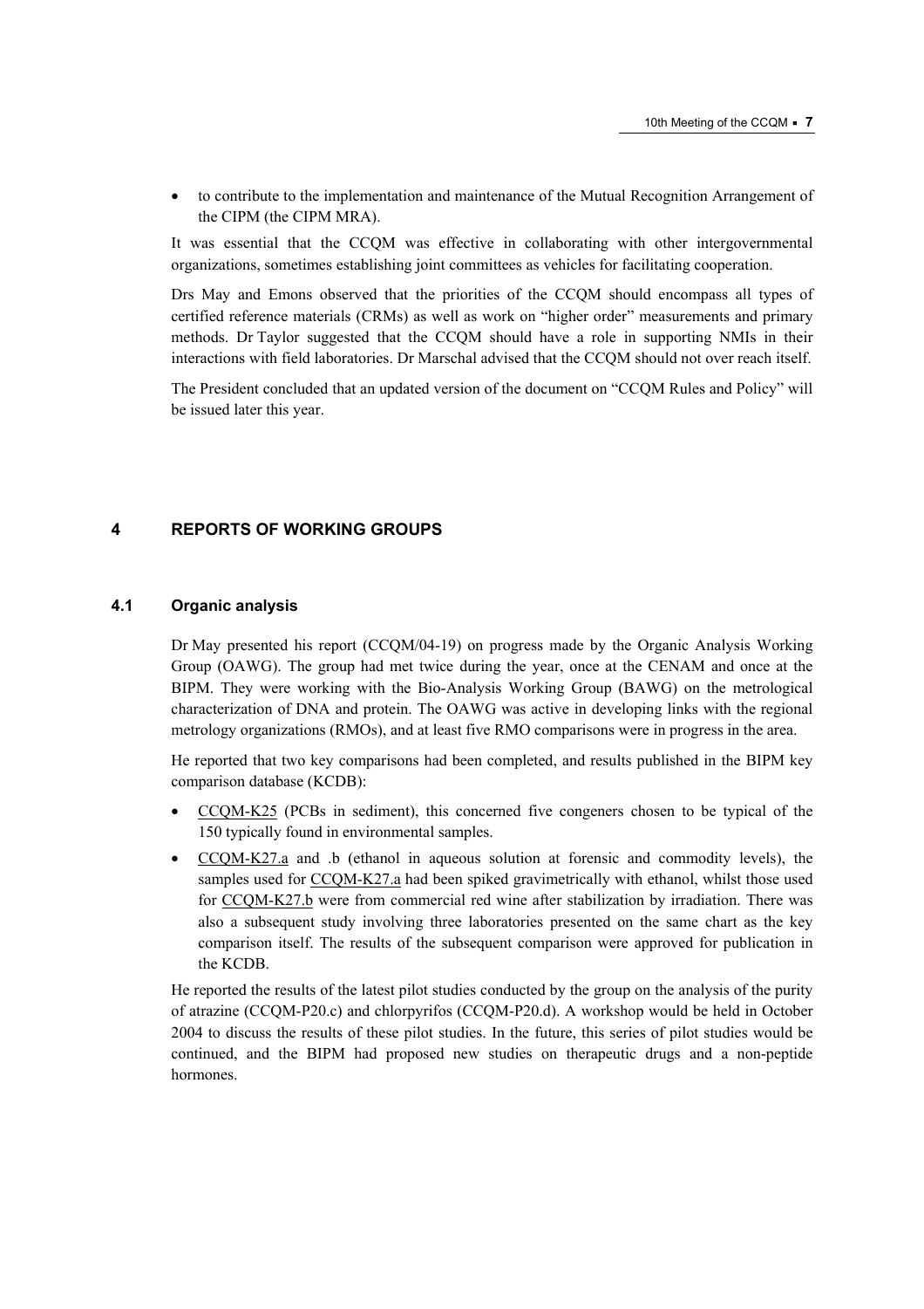- to contribute to the implementation and maintenance of the Mutual Recognition Arrangement of the CIPM (the CIPM MRA).

It was essential that the CCQM was effective in collaborating with other intergovernmental organizations, sometimes establishing joint committees as vehicles for facilitating cooperation.

Drs May and Emons observed that the priorities of the CCQM should encompass all types of certified reference materials (CRMs) as well as work on "higher order" measurements and primary methods. Dr Taylor suggested that the CCQM should have a role in supporting NMIs in their interactions with field laboratories. Dr Marschal advised that the CCQM should not over reach itself.

The President concluded that an updated version of the document on "CCQM Rules and Policy" will be issued later this year.

## 4 REPORTS OF WORKING GROUPS

### 4.1 Organic analysis

Dr May presented his report (CCQM/04-19) on progress made by the Organic Analysis Working Group (OAWG). The group had met twice during the year, once at the CENAM and once at the BIPM. They were working with the Bio-Analysis Working Group (BAWG) on the metrological characterization of DNA and protein. The OAWG was active in developing links with the regional metrology organizations (RMOs), and at least five RMO comparisons were in progress in the area.

He reported that two key comparisons had been completed, and results published in the BIPM key comparison database (KCDB):

- CCQM-K25 (PCBs in sediment), this concerned five congeners chosen to be typical of the 150 typically found in environmental samples.
- CCQM-K27.a and .b (ethanol in aqueous solution at forensic and commodity levels), the samples used for CCQM-K27.a had been spiked gravimetrically with ethanol, whilst those used for CCQM-K27.b were from commercial red wine after stabilization by irradiation. There was also a subsequent study involving three laboratories presented on the same chart as the key comparison itself. The results of the subsequent comparison were approved for publication in the KCDB.

He reported the results of the latest pilot studies conducted by the group on the analysis of the purity of atrazine (CCQM-P20.c) and chlorpyrifos (CCQM-P20.d). A workshop would be held in October 2004 to discuss the results of these pilot studies. In the future, this series of pilot studies would be continued, and the BIPM had proposed new studies on therapeutic drugs and a non-peptide hormones.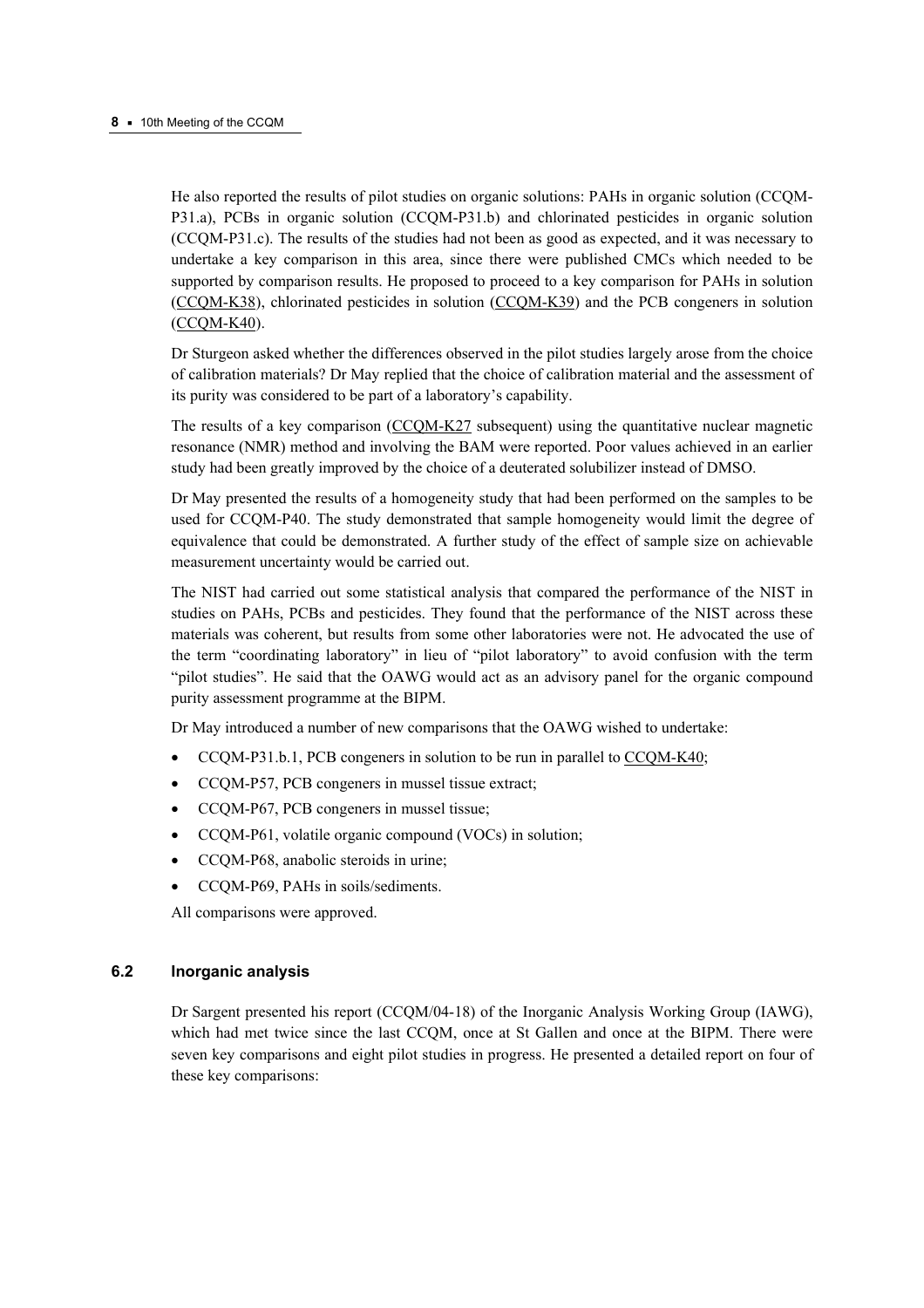He also reported the results of pilot studies on organic solutions: PAHs in organic solution (CCQM-P31.a), PCBs in organic solution (CCQM-P31.b) and chlorinated pesticides in organic solution (CCQM-P31.c). The results of the studies had not been as good as expected, and it was necessary to undertake a key comparison in this area, since there were published CMCs which needed to be supported by comparison results. He proposed to proceed to a key comparison for PAHs in solution (CCQM-K38), chlorinated pesticides in solution (CCQM-K39) and the PCB congeners in solution (CCQM-K40).

Dr Sturgeon asked whether the differences observed in the pilot studies largely arose from the choice of calibration materials? Dr May replied that the choice of calibration material and the assessment of its purity was considered to be part of a laboratory's capability.

The results of a key comparison (CCQM-K27 subsequent) using the quantitative nuclear magnetic resonance (NMR) method and involving the BAM were reported. Poor values achieved in an earlier study had been greatly improved by the choice of a deuterated solubilizer instead of DMSO.

Dr May presented the results of a homogeneity study that had been performed on the samples to be used for CCQM-P40. The study demonstrated that sample homogeneity would limit the degree of equivalence that could be demonstrated. A further study of the effect of sample size on achievable measurement uncertainty would be carried out.

The NIST had carried out some statistical analysis that compared the performance of the NIST in studies on PAHs, PCBs and pesticides. They found that the performance of the NIST across these materials was coherent, but results from some other laboratories were not. He advocated the use of the term "coordinating laboratory" in lieu of "pilot laboratory" to avoid confusion with the term "pilot studies". He said that the OAWG would act as an advisory panel for the organic compound purity assessment programme at the BIPM.

Dr May introduced a number of new comparisons that the OAWG wished to undertake:

- CCQM-P31.b.1, PCB congeners in solution to be run in parallel to CCQM-K40;
- CCQM-P57, PCB congeners in mussel tissue extract;
- CCQM-P67, PCB congeners in mussel tissue;
- CCQM-P61, volatile organic compound (VOCs) in solution;
- CCQM-P68, anabolic steroids in urine;
- CCQM-P69, PAHs in soils/sediments.

All comparisons were approved.

### 6.2 Inorganic analysis

Dr Sargent presented his report (CCQM/04-18) of the Inorganic Analysis Working Group (IAWG), which had met twice since the last CCQM, once at St Gallen and once at the BIPM. There were seven key comparisons and eight pilot studies in progress. He presented a detailed report on four of these key comparisons: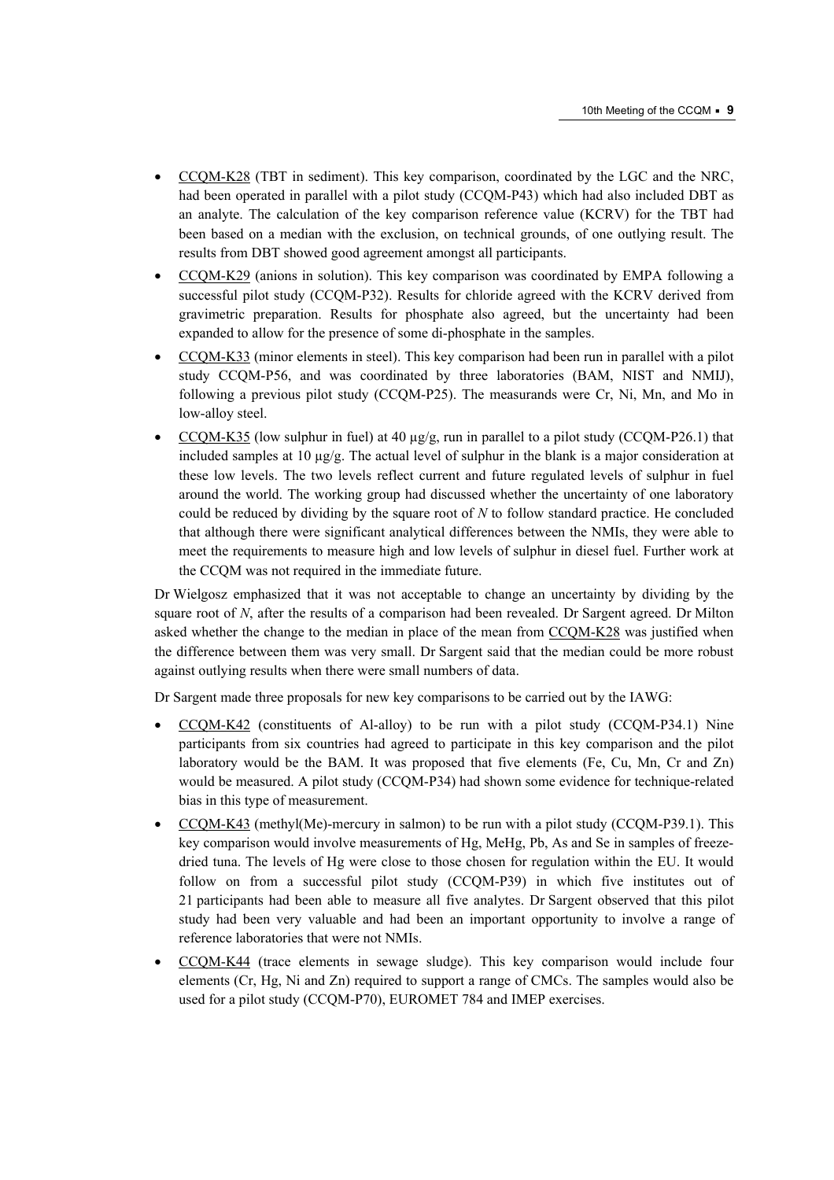- CCQM-K28 (TBT in sediment). This key comparison, coordinated by the LGC and the NRC, had been operated in parallel with a pilot study (CCQM-P43) which had also included DBT as an analyte. The calculation of the key comparison reference value (KCRV) for the TBT had been based on a median with the exclusion, on technical grounds, of one outlying result. The results from DBT showed good agreement amongst all participants.
- CCQM-K29 (anions in solution). This key comparison was coordinated by EMPA following a successful pilot study (CCQM-P32). Results for chloride agreed with the KCRV derived from gravimetric preparation. Results for phosphate also agreed, but the uncertainty had been expanded to allow for the presence of some di-phosphate in the samples.
- CCQM-K33 (minor elements in steel). This key comparison had been run in parallel with a pilot study CCQM-P56, and was coordinated by three laboratories (BAM, NIST and NMIJ), following a previous pilot study (CCQM-P25). The measurands were Cr, Ni, Mn, and Mo in low-alloy steel.
- CCQM-K35 (low sulphur in fuel) at 40 µg/g, run in parallel to a pilot study (CCQM-P26.1) that included samples at 10 µg/g. The actual level of sulphur in the blank is a major consideration at these low levels. The two levels reflect current and future regulated levels of sulphur in fuel around the world. The working group had discussed whether the uncertainty of one laboratory could be reduced by dividing by the square root of $N$ to follow standard practice. He concluded that although there were significant analytical differences between the NMIs, they were able to meet the requirements to measure high and low levels of sulphur in diesel fuel. Further work at the CCQM was not required in the immediate future.

Dr Wielgosz emphasized that it was not acceptable to change an uncertainty by dividing by the square root of $N$, after the results of a comparison had been revealed. Dr Sargent agreed. Dr Milton asked whether the change to the median in place of the mean from CCQM-K28 was justified when the difference between them was very small. Dr Sargent said that the median could be more robust against outlying results when there were small numbers of data.

Dr Sargent made three proposals for new key comparisons to be carried out by the IAWG:

- CCQM-K42 (constituents of Al-alloy) to be run with a pilot study (CCQM-P34.1) Nine participants from six countries had agreed to participate in this key comparison and the pilot laboratory would be the BAM. It was proposed that five elements (Fe, Cu, Mn, Cr and Zn) would be measured. A pilot study (CCQM-P34) had shown some evidence for technique-related bias in this type of measurement.
- CCQM-K43 (methyl(Me)-mercury in salmon) to be run with a pilot study (CCQM-P39.1). This key comparison would involve measurements of Hg, MeHg, Pb, As and Se in samples of freeze-dried tuna. The levels of Hg were close to those chosen for regulation within the EU. It would follow on from a successful pilot study (CCQM-P39) in which five institutes out of 21 participants had been able to measure all five analytes. Dr Sargent observed that this pilot study had been very valuable and had been an important opportunity to involve a range of reference laboratories that were not NMIs.
- CCQM-K44 (trace elements in sewage sludge). This key comparison would include four elements (Cr, Hg, Ni and Zn) required to support a range of CMCs. The samples would also be used for a pilot study (CCQM-P70), EUROMET 784 and IMEP exercises.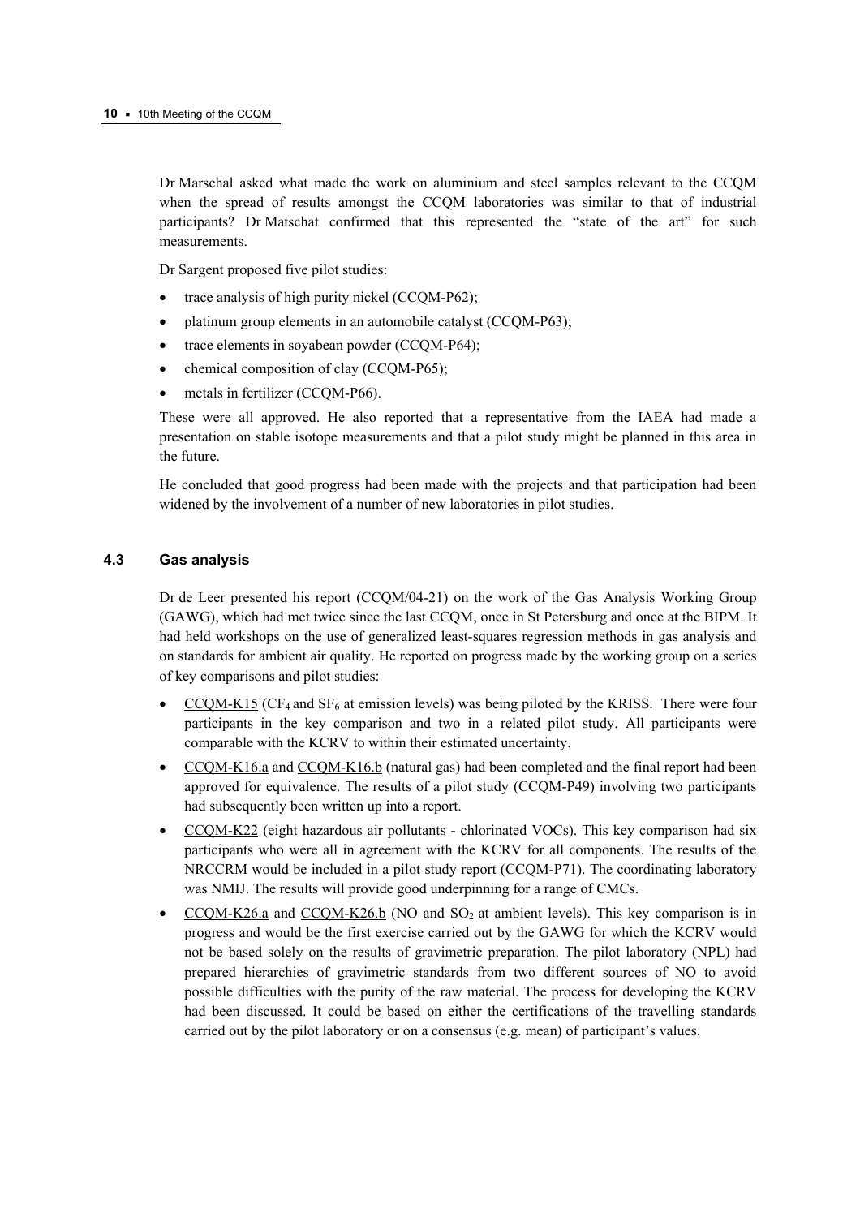Dr Marschal asked what made the work on aluminium and steel samples relevant to the CCQM when the spread of results amongst the CCQM laboratories was similar to that of industrial participants? Dr Matschat confirmed that this represented the "state of the art" for such measurements.

Dr Sargent proposed five pilot studies:

- trace analysis of high purity nickel (CCQM-P62);
- platinum group elements in an automobile catalyst (CCQM-P63);
- trace elements in soyabean powder (CCQM-P64);
- chemical composition of clay (CCQM-P65);
- metals in fertilizer (CCQM-P66).

These were all approved. He also reported that a representative from the IAEA had made a presentation on stable isotope measurements and that a pilot study might be planned in this area in the future.

He concluded that good progress had been made with the projects and that participation had been widened by the involvement of a number of new laboratories in pilot studies.

### 4.3 Gas analysis

Dr de Leer presented his report (CCQM/04-21) on the work of the Gas Analysis Working Group (GAWG), which had met twice since the last CCQM, once in St Petersburg and once at the BIPM. It had held workshops on the use of generalized least-squares regression methods in gas analysis and on standards for ambient air quality. He reported on progress made by the working group on a series of key comparisons and pilot studies:

- CCQM-K15 ($CF_4$ and $SF_6$ at emission levels) was being piloted by the KRISS. There were four participants in the key comparison and two in a related pilot study. All participants were comparable with the KCRV to within their estimated uncertainty.
- CCQM-K16.a and CCQM-K16.b (natural gas) had been completed and the final report had been approved for equivalence. The results of a pilot study (CCQM-P49) involving two participants had subsequently been written up into a report.
- CCQM-K22 (eight hazardous air pollutants - chlorinated VOCs). This key comparison had six participants who were all in agreement with the KCRV for all components. The results of the NRCCRM would be included in a pilot study report (CCQM-P71). The coordinating laboratory was NMIJ. The results will provide good underpinning for a range of CMCs.
- CCQM-K26.a and CCQM-K26.b (NO and $SO_2$ at ambient levels). This key comparison is in progress and would be the first exercise carried out by the GAWG for which the KCRV would not be based solely on the results of gravimetric preparation. The pilot laboratory (NPL) had prepared hierarchies of gravimetric standards from two different sources of NO to avoid possible difficulties with the purity of the raw material. The process for developing the KCRV had been discussed. It could be based on either the certifications of the travelling standards carried out by the pilot laboratory or on a consensus (e.g. mean) of participant's values.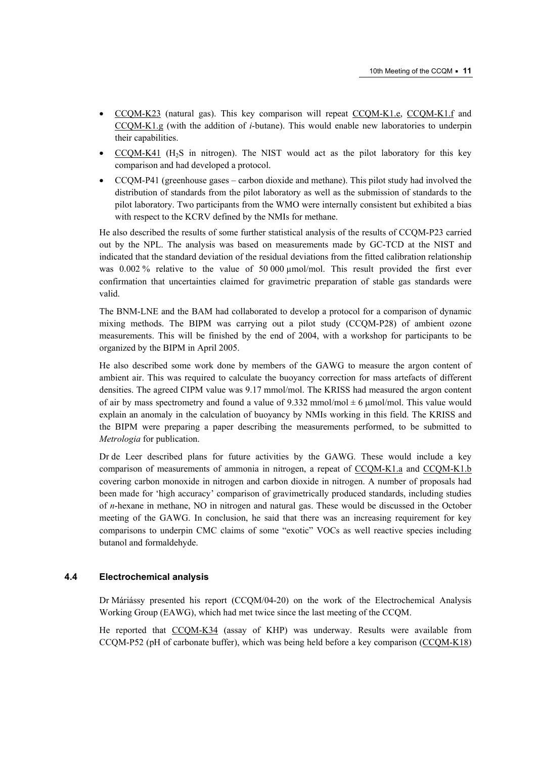- CCQM-K23 (natural gas). This key comparison will repeat CCQM-K1.e, CCQM-K1.f and CCQM-K1.g (with the addition of *i*-butane). This would enable new laboratories to underpin their capabilities.
- CCQM-K41 ($H_2S$ in nitrogen). The NIST would act as the pilot laboratory for this key comparison and had developed a protocol.
- CCQM-P41 (greenhouse gases – carbon dioxide and methane). This pilot study had involved the distribution of standards from the pilot laboratory as well as the submission of standards to the pilot laboratory. Two participants from the WMO were internally consistent but exhibited a bias with respect to the KCRV defined by the NMIs for methane.

He also described the results of some further statistical analysis of the results of CCQM-P23 carried out by the NPL. The analysis was based on measurements made by GC-TCD at the NIST and indicated that the standard deviation of the residual deviations from the fitted calibration relationship was 0.002 % relative to the value of 50 000 μmol/mol. This result provided the first ever confirmation that uncertainties claimed for gravimetric preparation of stable gas standards were valid.

The BNM-LNE and the BAM had collaborated to develop a protocol for a comparison of dynamic mixing methods. The BIPM was carrying out a pilot study (CCQM-P28) of ambient ozone measurements. This will be finished by the end of 2004, with a workshop for participants to be organized by the BIPM in April 2005.

He also described some work done by members of the GAWG to measure the argon content of ambient air. This was required to calculate the buoyancy correction for mass artefacts of different densities. The agreed CIPM value was 9.17 mmol/mol. The KRISS had measured the argon content of air by mass spectrometry and found a value of 9.332 mmol/mol ± 6 μmol/mol. This value would explain an anomaly in the calculation of buoyancy by NMIs working in this field. The KRISS and the BIPM were preparing a paper describing the measurements performed, to be submitted to *Metrologia* for publication.

Dr de Leer described plans for future activities by the GAWG. These would include a key comparison of measurements of ammonia in nitrogen, a repeat of CCQM-K1.a and CCQM-K1.b covering carbon monoxide in nitrogen and carbon dioxide in nitrogen. A number of proposals had been made for 'high accuracy' comparison of gravimetrically produced standards, including studies of *n*-hexane in methane, NO in nitrogen and natural gas. These would be discussed in the October meeting of the GAWG. In conclusion, he said that there was an increasing requirement for key comparisons to underpin CMC claims of some "exotic" VOCs as well reactive species including butanol and formaldehyde.

### 4.4 Electrochemical analysis

Dr Máriássy presented his report (CCQM/04-20) on the work of the Electrochemical Analysis Working Group (EAWG), which had met twice since the last meeting of the CCQM.

He reported that CCQM-K34 (assay of KHP) was underway. Results were available from CCQM-P52 (pH of carbonate buffer), which was being held before a key comparison (CCQM-K18)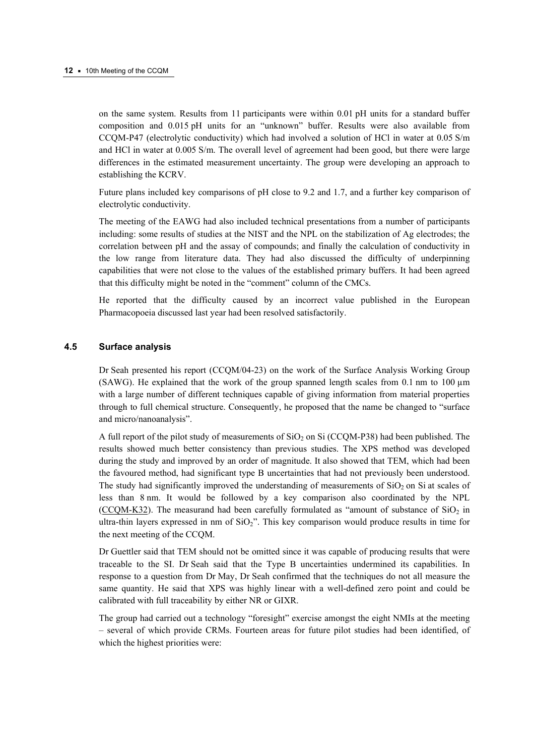on the same system. Results from 11 participants were within 0.01 pH units for a standard buffer composition and 0.015 pH units for an "unknown" buffer. Results were also available from CCQM-P47 (electrolytic conductivity) which had involved a solution of HCl in water at 0.05 S/m and HCl in water at 0.005 S/m. The overall level of agreement had been good, but there were large differences in the estimated measurement uncertainty. The group were developing an approach to establishing the KCRV.

Future plans included key comparisons of pH close to 9.2 and 1.7, and a further key comparison of electrolytic conductivity.

The meeting of the EAWG had also included technical presentations from a number of participants including: some results of studies at the NIST and the NPL on the stabilization of Ag electrodes; the correlation between pH and the assay of compounds; and finally the calculation of conductivity in the low range from literature data. They had also discussed the difficulty of underpinning capabilities that were not close to the values of the established primary buffers. It had been agreed that this difficulty might be noted in the "comment" column of the CMCs.

He reported that the difficulty caused by an incorrect value published in the European Pharmacopoeia discussed last year had been resolved satisfactorily.

### 4.5 Surface analysis

Dr Seah presented his report (CCQM/04-23) on the work of the Surface Analysis Working Group (SAWG). He explained that the work of the group spanned length scales from 0.1 nm to 100 µm with a large number of different techniques capable of giving information from material properties through to full chemical structure. Consequently, he proposed that the name be changed to "surface and micro/nanoanalysis".

A full report of the pilot study of measurements of $SiO_2$ on Si (CCQM-P38) had been published. The results showed much better consistency than previous studies. The XPS method was developed during the study and improved by an order of magnitude. It also showed that TEM, which had been the favoured method, had significant type B uncertainties that had not previously been understood. The study had significantly improved the understanding of measurements of $SiO_2$ on Si at scales of less than 8 nm. It would be followed by a key comparison also coordinated by the NPL (CCQM-K32). The measurand had been carefully formulated as "amount of substance of $SiO_2$ in ultra-thin layers expressed in nm of $SiO_2$". This key comparison would produce results in time for the next meeting of the CCQM.

Dr Guettler said that TEM should not be omitted since it was capable of producing results that were traceable to the SI. Dr Seah said that the Type B uncertainties undermined its capabilities. In response to a question from Dr May, Dr Seah confirmed that the techniques do not all measure the same quantity. He said that XPS was highly linear with a well-defined zero point and could be calibrated with full traceability by either NR or GIXR.

The group had carried out a technology "foresight" exercise amongst the eight NMIs at the meeting – several of which provide CRMs. Fourteen areas for future pilot studies had been identified, of which the highest priorities were: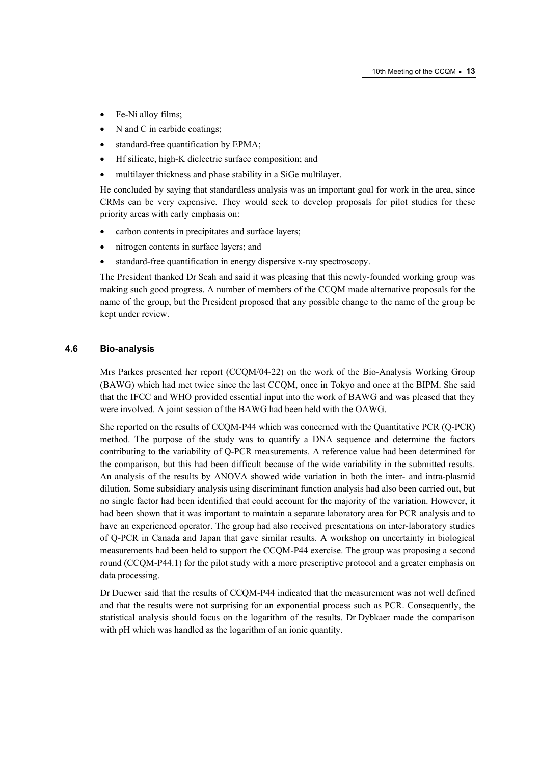- Fe-Ni alloy films;
- N and C in carbide coatings;
- standard-free quantification by EPMA;
- Hf silicate, high-K dielectric surface composition; and
- multilayer thickness and phase stability in a SiGe multilayer.

He concluded by saying that standardless analysis was an important goal for work in the area, since CRMs can be very expensive. They would seek to develop proposals for pilot studies for these priority areas with early emphasis on:

- carbon contents in precipitates and surface layers;
- nitrogen contents in surface layers; and
- standard-free quantification in energy dispersive x-ray spectroscopy.

The President thanked Dr Seah and said it was pleasing that this newly-founded working group was making such good progress. A number of members of the CCQM made alternative proposals for the name of the group, but the President proposed that any possible change to the name of the group be kept under review.

### 4.6 Bio-analysis

Mrs Parkes presented her report (CCQM/04-22) on the work of the Bio-Analysis Working Group (BAWG) which had met twice since the last CCQM, once in Tokyo and once at the BIPM. She said that the IFCC and WHO provided essential input into the work of BAWG and was pleased that they were involved. A joint session of the BAWG had been held with the OAWG.

She reported on the results of CCQM-P44 which was concerned with the Quantitative PCR (Q-PCR) method. The purpose of the study was to quantify a DNA sequence and determine the factors contributing to the variability of Q-PCR measurements. A reference value had been determined for the comparison, but this had been difficult because of the wide variability in the submitted results. An analysis of the results by ANOVA showed wide variation in both the inter- and intra-plasmid dilution. Some subsidiary analysis using discriminant function analysis had also been carried out, but no single factor had been identified that could account for the majority of the variation. However, it had been shown that it was important to maintain a separate laboratory area for PCR analysis and to have an experienced operator. The group had also received presentations on inter-laboratory studies of Q-PCR in Canada and Japan that gave similar results. A workshop on uncertainty in biological measurements had been held to support the CCQM-P44 exercise. The group was proposing a second round (CCQM-P44.1) for the pilot study with a more prescriptive protocol and a greater emphasis on data processing.

Dr Duewer said that the results of CCQM-P44 indicated that the measurement was not well defined and that the results were not surprising for an exponential process such as PCR. Consequently, the statistical analysis should focus on the logarithm of the results. Dr Dybkaer made the comparison with pH which was handled as the logarithm of an ionic quantity.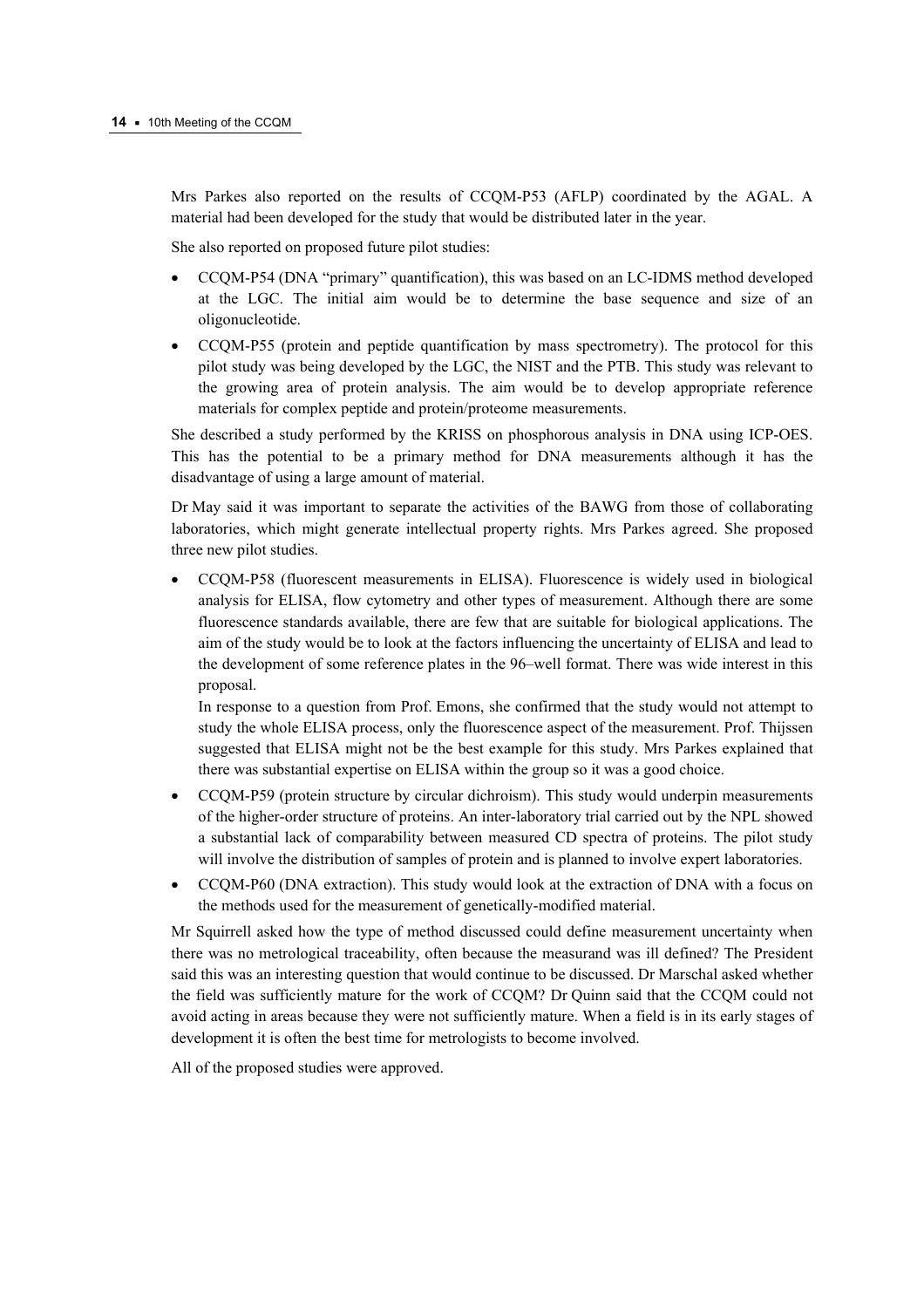Mrs Parkes also reported on the results of CCQM-P53 (AFLP) coordinated by the AGAL. A material had been developed for the study that would be distributed later in the year.

She also reported on proposed future pilot studies:

- CCQM-P54 (DNA "primary" quantification), this was based on an LC-IDMS method developed at the LGC. The initial aim would be to determine the base sequence and size of an oligonucleotide.
- CCQM-P55 (protein and peptide quantification by mass spectrometry). The protocol for this pilot study was being developed by the LGC, the NIST and the PTB. This study was relevant to the growing area of protein analysis. The aim would be to develop appropriate reference materials for complex peptide and protein/proteome measurements.

She described a study performed by the KRISS on phosphorous analysis in DNA using ICP-OES. This has the potential to be a primary method for DNA measurements although it has the disadvantage of using a large amount of material.

Dr May said it was important to separate the activities of the BAWG from those of collaborating laboratories, which might generate intellectual property rights. Mrs Parkes agreed. She proposed three new pilot studies.

- CCQM-P58 (fluorescent measurements in ELISA). Fluorescence is widely used in biological analysis for ELISA, flow cytometry and other types of measurement. Although there are some fluorescence standards available, there are few that are suitable for biological applications. The aim of the study would be to look at the factors influencing the uncertainty of ELISA and lead to the development of some reference plates in the 96–well format. There was wide interest in this proposal.

  In response to a question from Prof. Emons, she confirmed that the study would not attempt to study the whole ELISA process, only the fluorescence aspect of the measurement. Prof. Thijssen suggested that ELISA might not be the best example for this study. Mrs Parkes explained that there was substantial expertise on ELISA within the group so it was a good choice.
- CCQM-P59 (protein structure by circular dichroism). This study would underpin measurements of the higher-order structure of proteins. An inter-laboratory trial carried out by the NPL showed a substantial lack of comparability between measured CD spectra of proteins. The pilot study will involve the distribution of samples of protein and is planned to involve expert laboratories.
- CCQM-P60 (DNA extraction). This study would look at the extraction of DNA with a focus on the methods used for the measurement of genetically-modified material.

Mr Squirrell asked how the type of method discussed could define measurement uncertainty when there was no metrological traceability, often because the measurand was ill defined? The President said this was an interesting question that would continue to be discussed. Dr Marschal asked whether the field was sufficiently mature for the work of CCQM? Dr Quinn said that the CCQM could not avoid acting in areas because they were not sufficiently mature. When a field is in its early stages of development it is often the best time for metrologists to become involved.

All of the proposed studies were approved.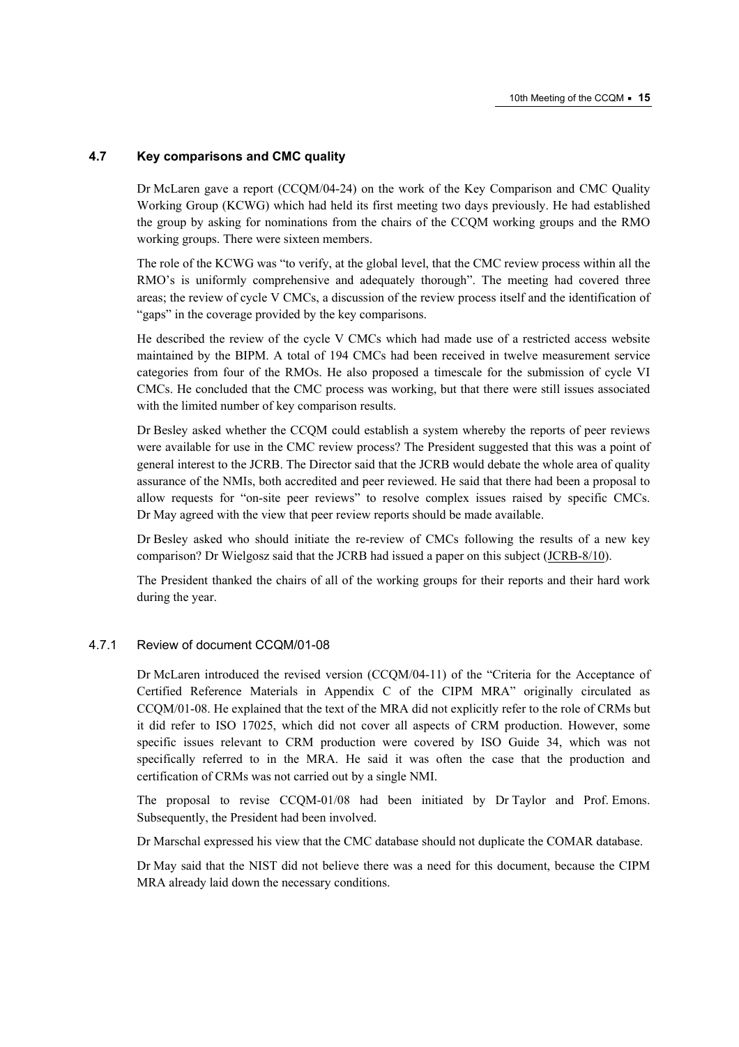## 4.7 Key comparisons and CMC quality

Dr McLaren gave a report (CCQM/04-24) on the work of the Key Comparison and CMC Quality Working Group (KCWG) which had held its first meeting two days previously. He had established the group by asking for nominations from the chairs of the CCQM working groups and the RMO working groups. There were sixteen members.

The role of the KCWG was "to verify, at the global level, that the CMC review process within all the RMO's is uniformly comprehensive and adequately thorough". The meeting had covered three areas; the review of cycle V CMCs, a discussion of the review process itself and the identification of "gaps" in the coverage provided by the key comparisons.

He described the review of the cycle V CMCs which had made use of a restricted access website maintained by the BIPM. A total of 194 CMCs had been received in twelve measurement service categories from four of the RMOs. He also proposed a timescale for the submission of cycle VI CMCs. He concluded that the CMC process was working, but that there were still issues associated with the limited number of key comparison results.

Dr Besley asked whether the CCQM could establish a system whereby the reports of peer reviews were available for use in the CMC review process? The President suggested that this was a point of general interest to the JCRB. The Director said that the JCRB would debate the whole area of quality assurance of the NMIs, both accredited and peer reviewed. He said that there had been a proposal to allow requests for "on-site peer reviews" to resolve complex issues raised by specific CMCs. Dr May agreed with the view that peer review reports should be made available.

Dr Besley asked who should initiate the re-review of CMCs following the results of a new key comparison? Dr Wielgosz said that the JCRB had issued a paper on this subject (JCRB-8/10).

The President thanked the chairs of all of the working groups for their reports and their hard work during the year.

### 4.7.1 Review of document CCQM/01-08

Dr McLaren introduced the revised version (CCQM/04-11) of the "Criteria for the Acceptance of Certified Reference Materials in Appendix C of the CIPM MRA" originally circulated as CCQM/01-08. He explained that the text of the MRA did not explicitly refer to the role of CRMs but it did refer to ISO 17025, which did not cover all aspects of CRM production. However, some specific issues relevant to CRM production were covered by ISO Guide 34, which was not specifically referred to in the MRA. He said it was often the case that the production and certification of CRMs was not carried out by a single NMI.

The proposal to revise CCQM-01/08 had been initiated by Dr Taylor and Prof. Emons. Subsequently, the President had been involved.

Dr Marschal expressed his view that the CMC database should not duplicate the COMAR database.

Dr May said that the NIST did not believe there was a need for this document, because the CIPM MRA already laid down the necessary conditions.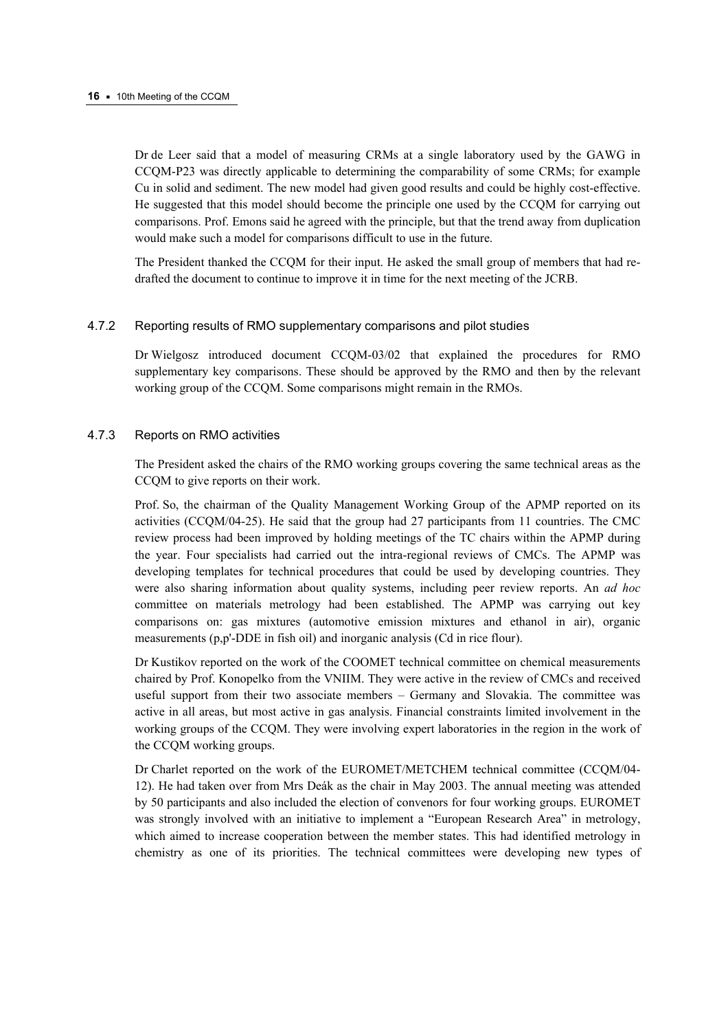Dr de Leer said that a model of measuring CRMs at a single laboratory used by the GAWG in CCQM-P23 was directly applicable to determining the comparability of some CRMs; for example Cu in solid and sediment. The new model had given good results and could be highly cost-effective. He suggested that this model should become the principle one used by the CCQM for carrying out comparisons. Prof. Emons said he agreed with the principle, but that the trend away from duplication would make such a model for comparisons difficult to use in the future.

The President thanked the CCQM for their input. He asked the small group of members that had re-drafted the document to continue to improve it in time for the next meeting of the JCRB.

### 4.7.2 Reporting results of RMO supplementary comparisons and pilot studies

Dr Wielgosz introduced document CCQM-03/02 that explained the procedures for RMO supplementary key comparisons. These should be approved by the RMO and then by the relevant working group of the CCQM. Some comparisons might remain in the RMOs.

### 4.7.3 Reports on RMO activities

The President asked the chairs of the RMO working groups covering the same technical areas as the CCQM to give reports on their work.

Prof. So, the chairman of the Quality Management Working Group of the APMP reported on its activities (CCQM/04-25). He said that the group had 27 participants from 11 countries. The CMC review process had been improved by holding meetings of the TC chairs within the APMP during the year. Four specialists had carried out the intra-regional reviews of CMCs. The APMP was developing templates for technical procedures that could be used by developing countries. They were also sharing information about quality systems, including peer review reports. An *ad hoc* committee on materials metrology had been established. The APMP was carrying out key comparisons on: gas mixtures (automotive emission mixtures and ethanol in air), organic measurements (p,p'-DDE in fish oil) and inorganic analysis (Cd in rice flour).

Dr Kustikov reported on the work of the COOMET technical committee on chemical measurements chaired by Prof. Konopelko from the VNIIM. They were active in the review of CMCs and received useful support from their two associate members – Germany and Slovakia. The committee was active in all areas, but most active in gas analysis. Financial constraints limited involvement in the working groups of the CCQM. They were involving expert laboratories in the region in the work of the CCQM working groups.

Dr Charlet reported on the work of the EUROMET/METCHEM technical committee (CCQM/04-12). He had taken over from Mrs Deák as the chair in May 2003. The annual meeting was attended by 50 participants and also included the election of convenors for four working groups. EUROMET was strongly involved with an initiative to implement a "European Research Area" in metrology, which aimed to increase cooperation between the member states. This had identified metrology in chemistry as one of its priorities. The technical committees were developing new types of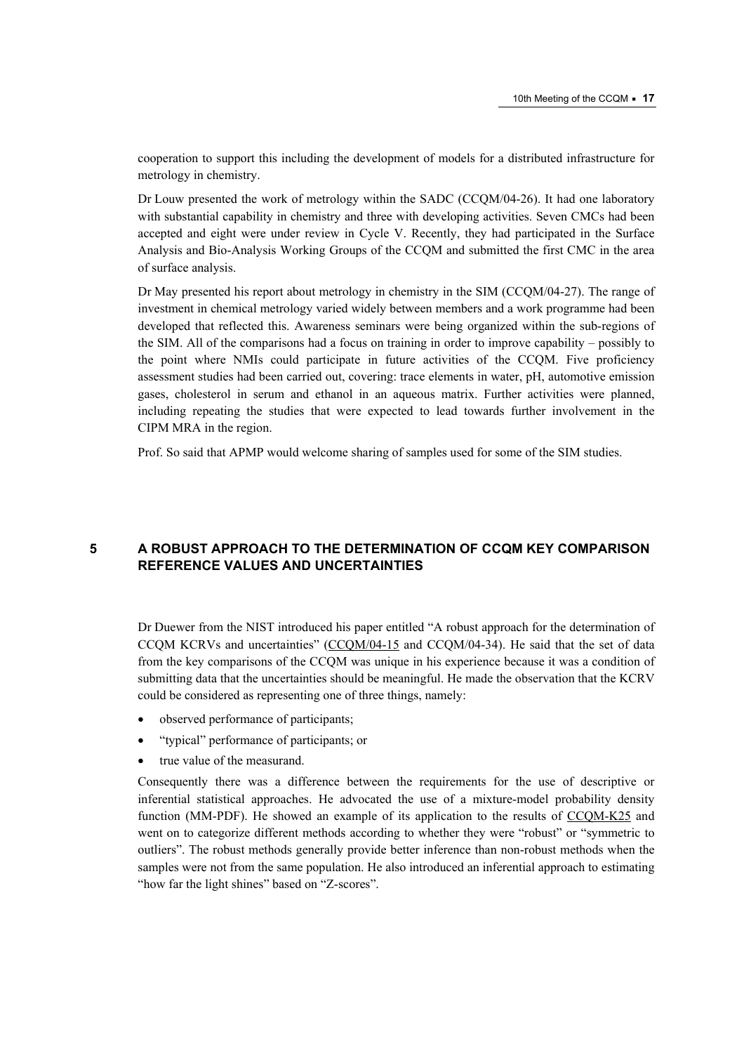cooperation to support this including the development of models for a distributed infrastructure for metrology in chemistry.

Dr Louw presented the work of metrology within the SADC (CCQM/04-26). It had one laboratory with substantial capability in chemistry and three with developing activities. Seven CMCs had been accepted and eight were under review in Cycle V. Recently, they had participated in the Surface Analysis and Bio-Analysis Working Groups of the CCQM and submitted the first CMC in the area of surface analysis.

Dr May presented his report about metrology in chemistry in the SIM (CCQM/04-27). The range of investment in chemical metrology varied widely between members and a work programme had been developed that reflected this. Awareness seminars were being organized within the sub-regions of the SIM. All of the comparisons had a focus on training in order to improve capability – possibly to the point where NMIs could participate in future activities of the CCQM. Five proficiency assessment studies had been carried out, covering: trace elements in water, pH, automotive emission gases, cholesterol in serum and ethanol in an aqueous matrix. Further activities were planned, including repeating the studies that were expected to lead towards further involvement in the CIPM MRA in the region.

Prof. So said that APMP would welcome sharing of samples used for some of the SIM studies.

# 5 A ROBUST APPROACH TO THE DETERMINATION OF CCQM KEY COMPARISON REFERENCE VALUES AND UNCERTAINTIES

Dr Duewer from the NIST introduced his paper entitled "A robust approach for the determination of CCQM KCRVs and uncertainties" (CCQM/04-15 and CCQM/04-34). He said that the set of data from the key comparisons of the CCQM was unique in his experience because it was a condition of submitting data that the uncertainties should be meaningful. He made the observation that the KCRV could be considered as representing one of three things, namely:

- observed performance of participants;
- "typical" performance of participants; or
- true value of the measurand.

Consequently there was a difference between the requirements for the use of descriptive or inferential statistical approaches. He advocated the use of a mixture-model probability density function (MM-PDF). He showed an example of its application to the results of CCQM-K25 and went on to categorize different methods according to whether they were "robust" or "symmetric to outliers". The robust methods generally provide better inference than non-robust methods when the samples were not from the same population. He also introduced an inferential approach to estimating "how far the light shines" based on "Z-scores".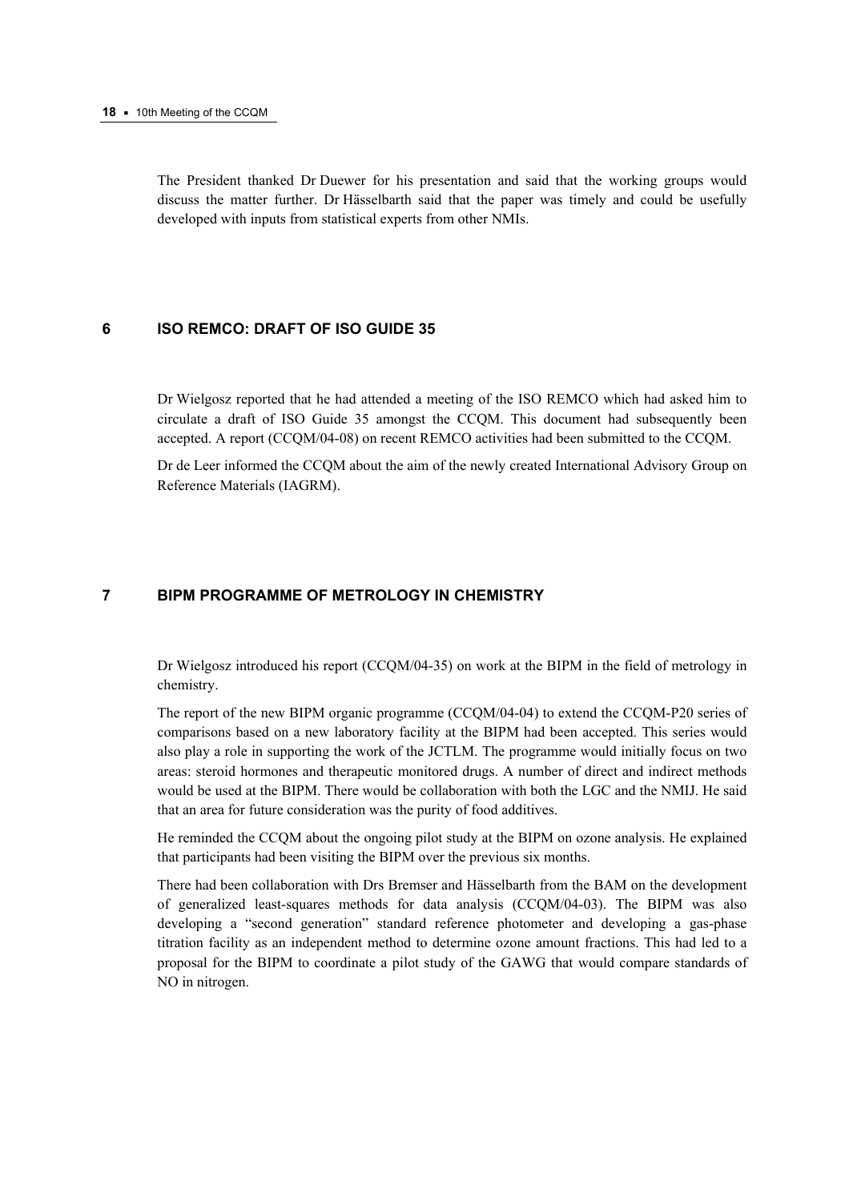The President thanked Dr Duewer for his presentation and said that the working groups would discuss the matter further. Dr Hässelbarth said that the paper was timely and could be usefully developed with inputs from statistical experts from other NMIs.

## 6 ISO REMCO: DRAFT OF ISO GUIDE 35

Dr Wielgosz reported that he had attended a meeting of the ISO REMCO which had asked him to circulate a draft of ISO Guide 35 amongst the CCQM. This document had subsequently been accepted. A report (CCQM/04-08) on recent REMCO activities had been submitted to the CCQM.

Dr de Leer informed the CCQM about the aim of the newly created International Advisory Group on Reference Materials (IAGRM).

## 7 BIPM PROGRAMME OF METROLOGY IN CHEMISTRY

Dr Wielgosz introduced his report (CCQM/04-35) on work at the BIPM in the field of metrology in chemistry.

The report of the new BIPM organic programme (CCQM/04-04) to extend the CCQM-P20 series of comparisons based on a new laboratory facility at the BIPM had been accepted. This series would also play a role in supporting the work of the JCTLM. The programme would initially focus on two areas: steroid hormones and therapeutic monitored drugs. A number of direct and indirect methods would be used at the BIPM. There would be collaboration with both the LGC and the NMIJ. He said that an area for future consideration was the purity of food additives.

He reminded the CCQM about the ongoing pilot study at the BIPM on ozone analysis. He explained that participants had been visiting the BIPM over the previous six months.

There had been collaboration with Drs Bremser and Hässelbarth from the BAM on the development of generalized least-squares methods for data analysis (CCQM/04-03). The BIPM was also developing a "second generation" standard reference photometer and developing a gas-phase titration facility as an independent method to determine ozone amount fractions. This had led to a proposal for the BIPM to coordinate a pilot study of the GAWG that would compare standards of NO in nitrogen.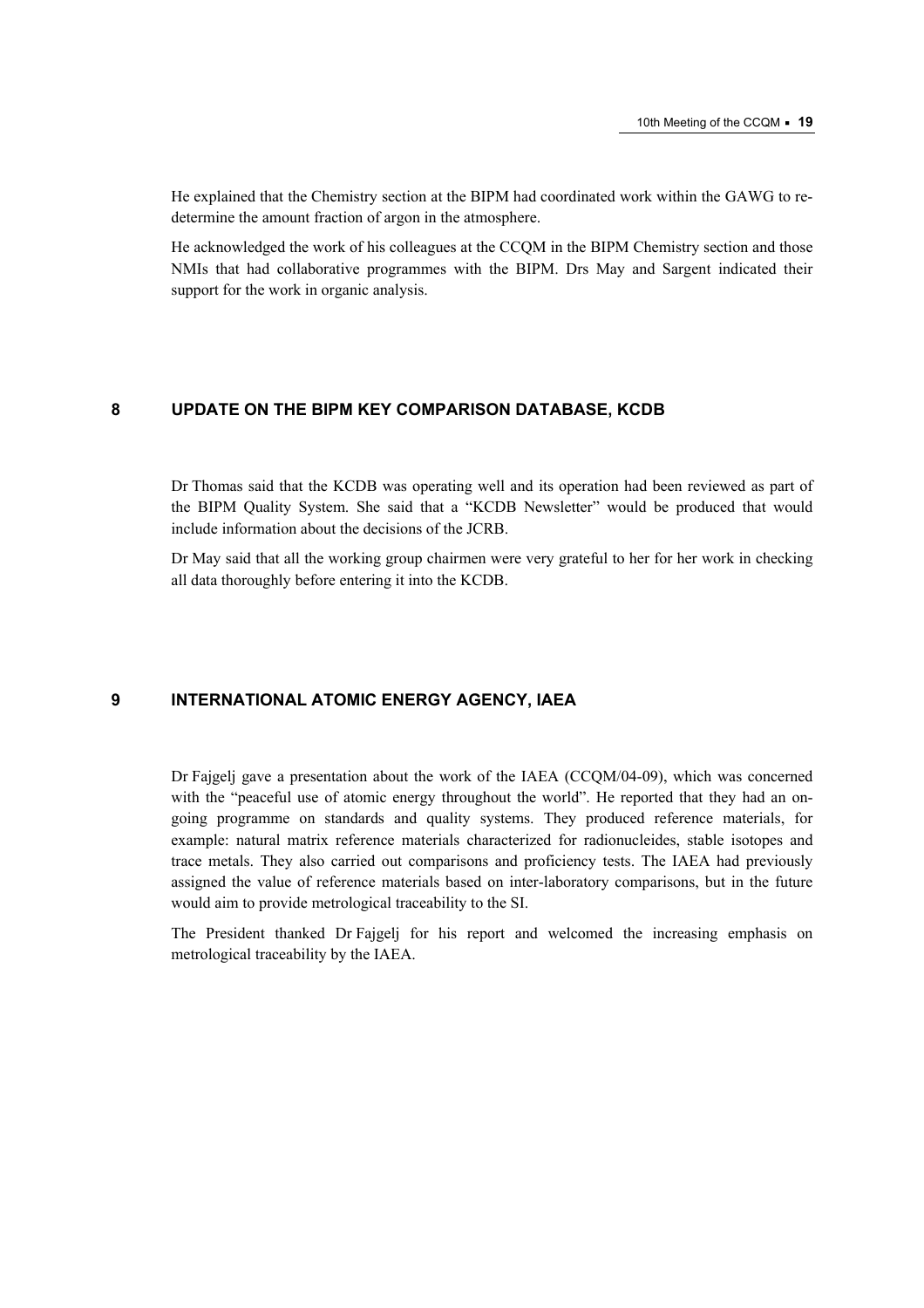He explained that the Chemistry section at the BIPM had coordinated work within the GAWG to re-determine the amount fraction of argon in the atmosphere.

He acknowledged the work of his colleagues at the CCQM in the BIPM Chemistry section and those NMIs that had collaborative programmes with the BIPM. Drs May and Sargent indicated their support for the work in organic analysis.

## 8 UPDATE ON THE BIPM KEY COMPARISON DATABASE, KCDB

Dr Thomas said that the KCDB was operating well and its operation had been reviewed as part of the BIPM Quality System. She said that a "KCDB Newsletter" would be produced that would include information about the decisions of the JCRB.

Dr May said that all the working group chairmen were very grateful to her for her work in checking all data thoroughly before entering it into the KCDB.

## 9 INTERNATIONAL ATOMIC ENERGY AGENCY, IAEA

Dr Fajgelj gave a presentation about the work of the IAEA (CCQM/04-09), which was concerned with the "peaceful use of atomic energy throughout the world". He reported that they had an on-going programme on standards and quality systems. They produced reference materials, for example: natural matrix reference materials characterized for radionucleides, stable isotopes and trace metals. They also carried out comparisons and proficiency tests. The IAEA had previously assigned the value of reference materials based on inter-laboratory comparisons, but in the future would aim to provide metrological traceability to the SI.

The President thanked Dr Fajgelj for his report and welcomed the increasing emphasis on metrological traceability by the IAEA.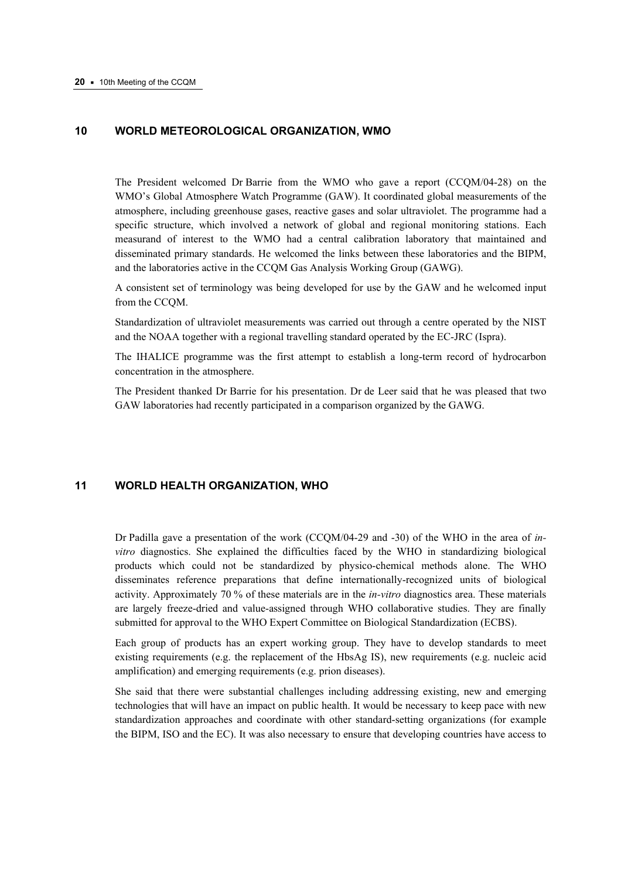## 10 WORLD METEOROLOGICAL ORGANIZATION, WMO

The President welcomed Dr Barrie from the WMO who gave a report (CCQM/04-28) on the WMO's Global Atmosphere Watch Programme (GAW). It coordinated global measurements of the atmosphere, including greenhouse gases, reactive gases and solar ultraviolet. The programme had a specific structure, which involved a network of global and regional monitoring stations. Each measurand of interest to the WMO had a central calibration laboratory that maintained and disseminated primary standards. He welcomed the links between these laboratories and the BIPM, and the laboratories active in the CCQM Gas Analysis Working Group (GAWG).

A consistent set of terminology was being developed for use by the GAW and he welcomed input from the CCQM.

Standardization of ultraviolet measurements was carried out through a centre operated by the NIST and the NOAA together with a regional travelling standard operated by the EC-JRC (Ispra).

The IHALICE programme was the first attempt to establish a long-term record of hydrocarbon concentration in the atmosphere.

The President thanked Dr Barrie for his presentation. Dr de Leer said that he was pleased that two GAW laboratories had recently participated in a comparison organized by the GAWG.

## 11 WORLD HEALTH ORGANIZATION, WHO

Dr Padilla gave a presentation of the work (CCQM/04-29 and -30) of the WHO in the area of *in-vitro* diagnostics. She explained the difficulties faced by the WHO in standardizing biological products which could not be standardized by physico-chemical methods alone. The WHO disseminates reference preparations that define internationally-recognized units of biological activity. Approximately 70 % of these materials are in the *in-vitro* diagnostics area. These materials are largely freeze-dried and value-assigned through WHO collaborative studies. They are finally submitted for approval to the WHO Expert Committee on Biological Standardization (ECBS).

Each group of products has an expert working group. They have to develop standards to meet existing requirements (e.g. the replacement of the HbsAg IS), new requirements (e.g. nucleic acid amplification) and emerging requirements (e.g. prion diseases).

She said that there were substantial challenges including addressing existing, new and emerging technologies that will have an impact on public health. It would be necessary to keep pace with new standardization approaches and coordinate with other standard-setting organizations (for example the BIPM, ISO and the EC). It was also necessary to ensure that developing countries have access to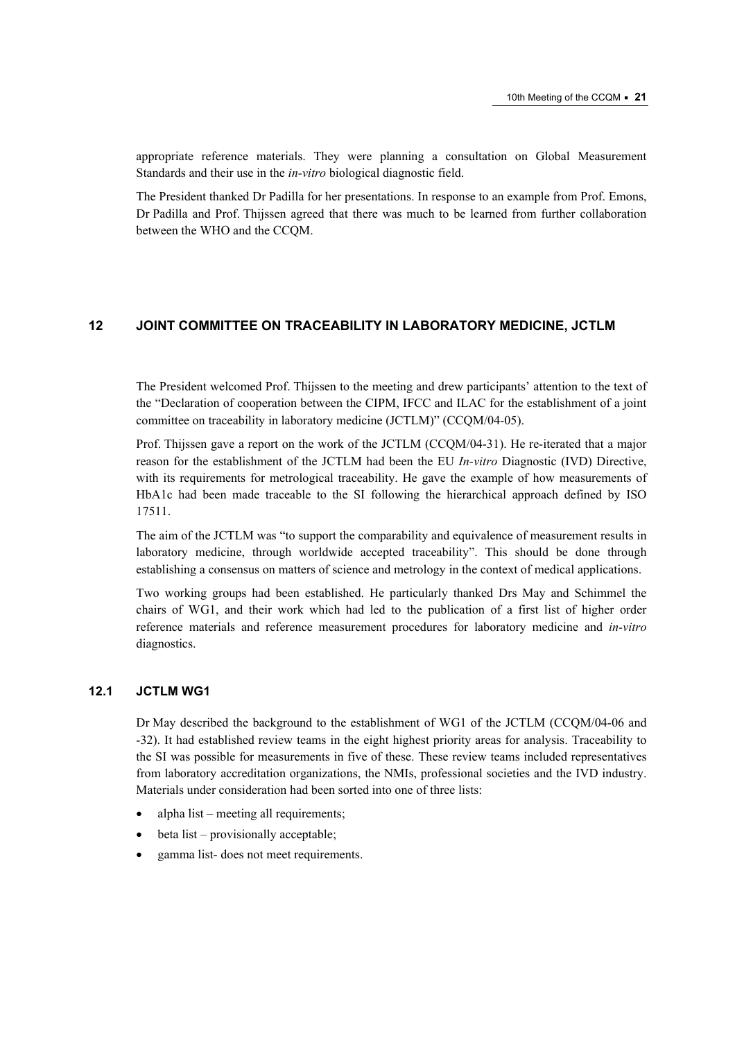appropriate reference materials. They were planning a consultation on Global Measurement Standards and their use in the *in-vitro* biological diagnostic field.

The President thanked Dr Padilla for her presentations. In response to an example from Prof. Emons, Dr Padilla and Prof. Thijssen agreed that there was much to be learned from further collaboration between the WHO and the CCQM.

## 12 JOINT COMMITTEE ON TRACEABILITY IN LABORATORY MEDICINE, JCTLM

The President welcomed Prof. Thijssen to the meeting and drew participants' attention to the text of the "Declaration of cooperation between the CIPM, IFCC and ILAC for the establishment of a joint committee on traceability in laboratory medicine (JCTLM)" (CCQM/04-05).

Prof. Thijssen gave a report on the work of the JCTLM (CCQM/04-31). He re-iterated that a major reason for the establishment of the JCTLM had been the EU *In-vitro* Diagnostic (IVD) Directive, with its requirements for metrological traceability. He gave the example of how measurements of HbA1c had been made traceable to the SI following the hierarchical approach defined by ISO 17511.

The aim of the JCTLM was "to support the comparability and equivalence of measurement results in laboratory medicine, through worldwide accepted traceability". This should be done through establishing a consensus on matters of science and metrology in the context of medical applications.

Two working groups had been established. He particularly thanked Drs May and Schimmel the chairs of WG1, and their work which had led to the publication of a first list of higher order reference materials and reference measurement procedures for laboratory medicine and *in-vitro* diagnostics.

### 12.1 JCTLM WG1

Dr May described the background to the establishment of WG1 of the JCTLM (CCQM/04-06 and -32). It had established review teams in the eight highest priority areas for analysis. Traceability to the SI was possible for measurements in five of these. These review teams included representatives from laboratory accreditation organizations, the NMIs, professional societies and the IVD industry. Materials under consideration had been sorted into one of three lists:

- alpha list – meeting all requirements;
- beta list – provisionally acceptable;
- gamma list- does not meet requirements.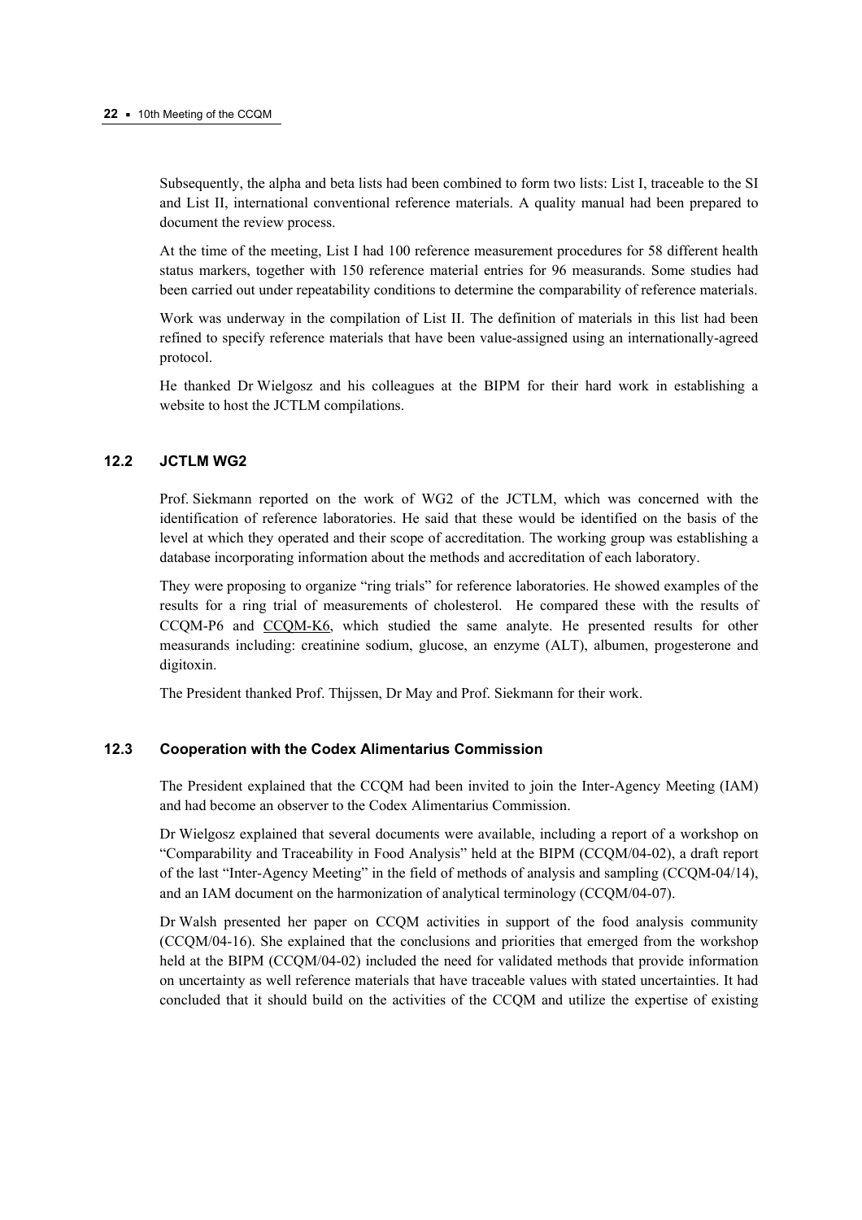Subsequently, the alpha and beta lists had been combined to form two lists: List I, traceable to the SI and List II, international conventional reference materials. A quality manual had been prepared to document the review process.

At the time of the meeting, List I had 100 reference measurement procedures for 58 different health status markers, together with 150 reference material entries for 96 measurands. Some studies had been carried out under repeatability conditions to determine the comparability of reference materials.

Work was underway in the compilation of List II. The definition of materials in this list had been refined to specify reference materials that have been value-assigned using an internationally-agreed protocol.

He thanked Dr Wielgosz and his colleagues at the BIPM for their hard work in establishing a website to host the JCTLM compilations.

### 12.2 JCTLM WG2

Prof. Siekmann reported on the work of WG2 of the JCTLM, which was concerned with the identification of reference laboratories. He said that these would be identified on the basis of the level at which they operated and their scope of accreditation. The working group was establishing a database incorporating information about the methods and accreditation of each laboratory.

They were proposing to organize "ring trials" for reference laboratories. He showed examples of the results for a ring trial of measurements of cholesterol. He compared these with the results of CCQM-P6 and CCQM-K6, which studied the same analyte. He presented results for other measurands including: creatinine sodium, glucose, an enzyme (ALT), albumen, progesterone and digitoxin.

The President thanked Prof. Thijssen, Dr May and Prof. Siekmann for their work.

### 12.3 Cooperation with the Codex Alimentarius Commission

The President explained that the CCQM had been invited to join the Inter-Agency Meeting (IAM) and had become an observer to the Codex Alimentarius Commission.

Dr Wielgosz explained that several documents were available, including a report of a workshop on "Comparability and Traceability in Food Analysis" held at the BIPM (CCQM/04-02), a draft report of the last "Inter-Agency Meeting" in the field of methods of analysis and sampling (CCQM-04/14), and an IAM document on the harmonization of analytical terminology (CCQM/04-07).

Dr Walsh presented her paper on CCQM activities in support of the food analysis community (CCQM/04-16). She explained that the conclusions and priorities that emerged from the workshop held at the BIPM (CCQM/04-02) included the need for validated methods that provide information on uncertainty as well reference materials that have traceable values with stated uncertainties. It had concluded that it should build on the activities of the CCQM and utilize the expertise of existing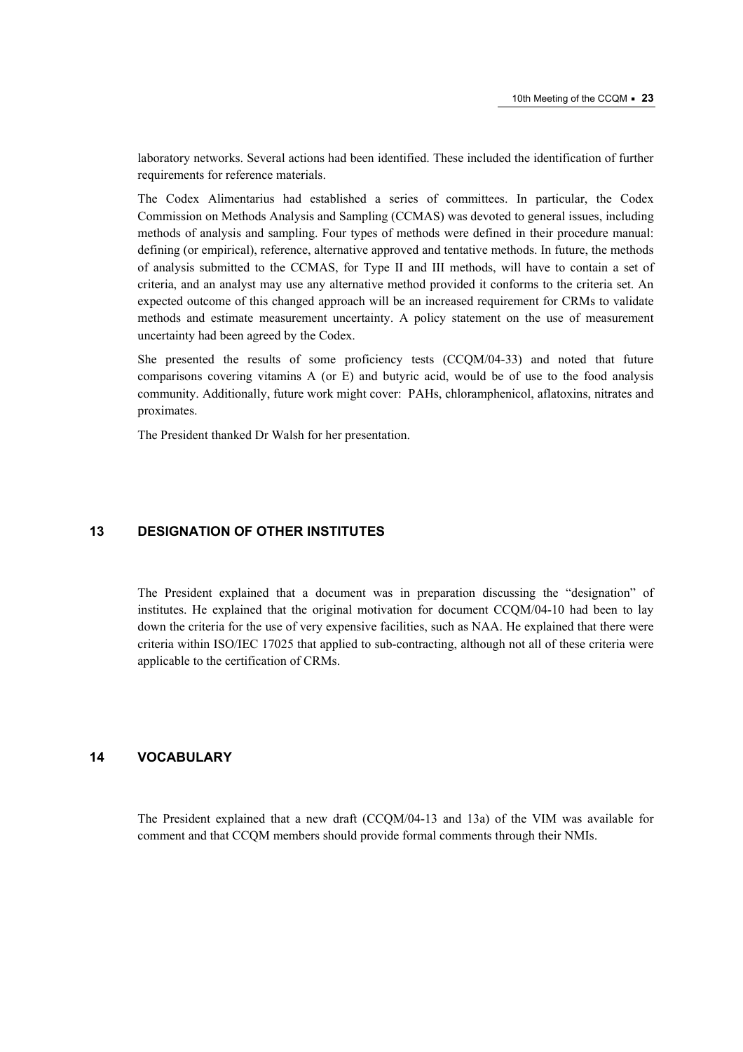laboratory networks. Several actions had been identified. These included the identification of further requirements for reference materials.

The Codex Alimentarius had established a series of committees. In particular, the Codex Commission on Methods Analysis and Sampling (CCMAS) was devoted to general issues, including methods of analysis and sampling. Four types of methods were defined in their procedure manual: defining (or empirical), reference, alternative approved and tentative methods. In future, the methods of analysis submitted to the CCMAS, for Type II and III methods, will have to contain a set of criteria, and an analyst may use any alternative method provided it conforms to the criteria set. An expected outcome of this changed approach will be an increased requirement for CRMs to validate methods and estimate measurement uncertainty. A policy statement on the use of measurement uncertainty had been agreed by the Codex.

She presented the results of some proficiency tests (CCQM/04-33) and noted that future comparisons covering vitamins A (or E) and butyric acid, would be of use to the food analysis community. Additionally, future work might cover: PAHs, chloramphenicol, aflatoxins, nitrates and proximates.

The President thanked Dr Walsh for her presentation.

## 13 DESIGNATION OF OTHER INSTITUTES

The President explained that a document was in preparation discussing the "designation" of institutes. He explained that the original motivation for document CCQM/04-10 had been to lay down the criteria for the use of very expensive facilities, such as NAA. He explained that there were criteria within ISO/IEC 17025 that applied to sub-contracting, although not all of these criteria were applicable to the certification of CRMs.

## 14 VOCABULARY

The President explained that a new draft (CCQM/04-13 and 13a) of the VIM was available for comment and that CCQM members should provide formal comments through their NMIs.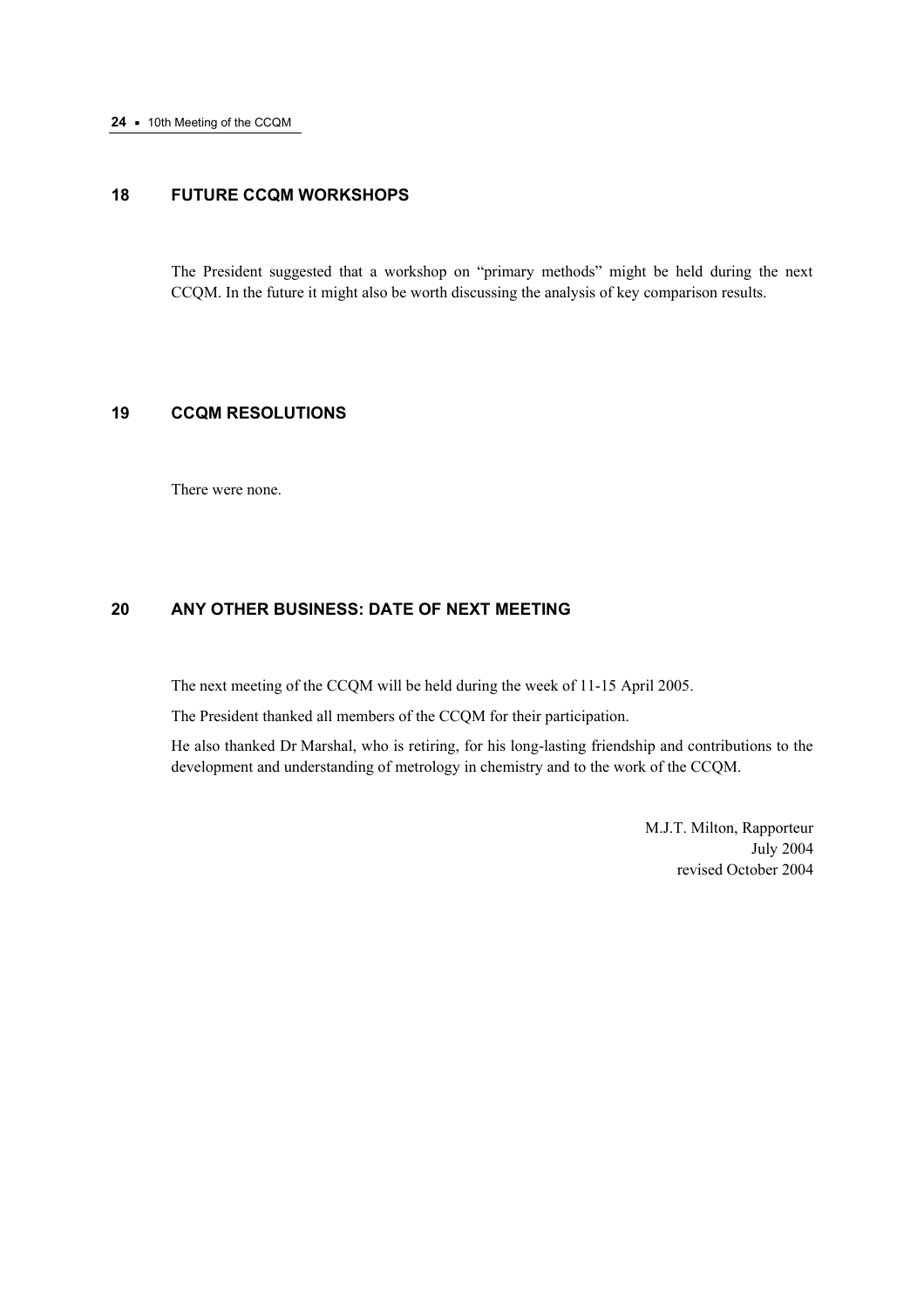## 18 FUTURE CCQM WORKSHOPS

The President suggested that a workshop on "primary methods" might be held during the next CCQM. In the future it might also be worth discussing the analysis of key comparison results.

## 19 CCQM RESOLUTIONS

There were none.

## 20 ANY OTHER BUSINESS: DATE OF NEXT MEETING

The next meeting of the CCQM will be held during the week of 11-15 April 2005.

The President thanked all members of the CCQM for their participation.

He also thanked Dr Marshal, who is retiring, for his long-lasting friendship and contributions to the development and understanding of metrology in chemistry and to the work of the CCQM.

M.J.T. Milton, Rapporteur
July 2004
revised October 2004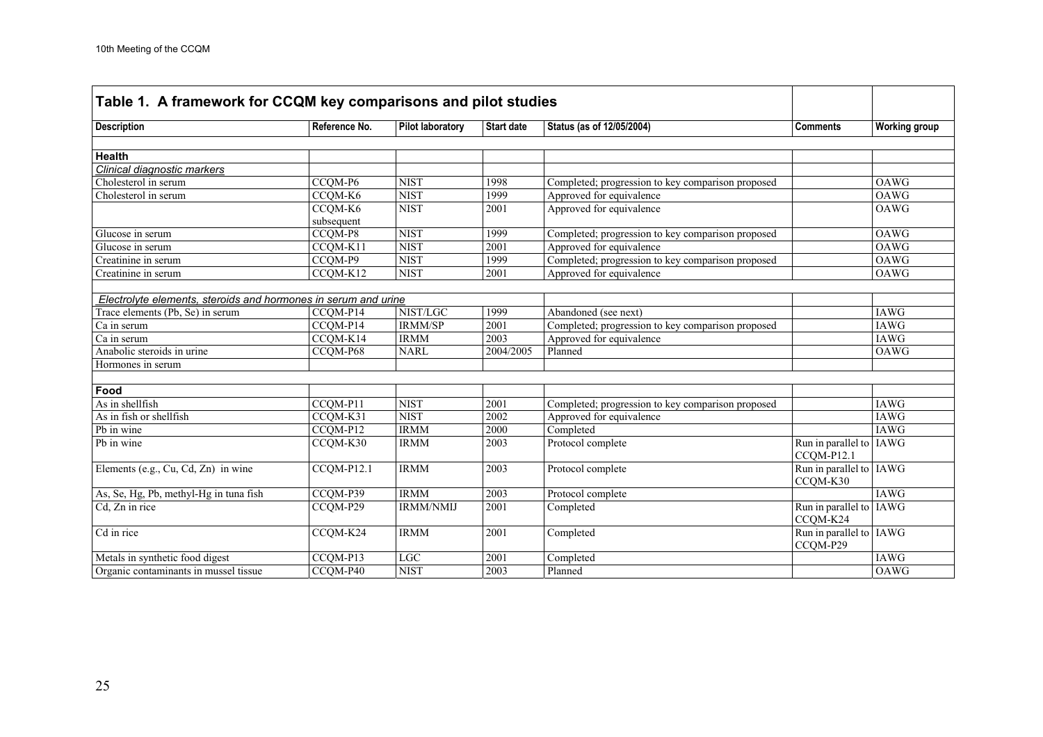| Table 1. A framework for CCQM key comparisons and pilot studies | | | | | | |
|---|---|---|---|---|---|---|
| **Description** | **Reference No.** | **Pilot laboratory** | **Start date** | **Status (as of 12/05/2004)** | **Comments** | **Working group** |
| | | | | | | |
| **Health** | | | | | | |
| *Clinical diagnostic markers* | | | | | | |
| Cholesterol in serum | CCQM-P6 | NIST | 1998 | Completed; progression to key comparison proposed | | OAWG |
| Cholesterol in serum | CCQM-K6 | NIST | 1999 | Approved for equivalence | | OAWG |
| | CCQM-K6 subsequent | NIST | 2001 | Approved for equivalence | | OAWG |
| Glucose in serum | CCQM-P8 | NIST | 1999 | Completed; progression to key comparison proposed | | OAWG |
| Glucose in serum | CCQM-K11 | NIST | 2001 | Approved for equivalence | | OAWG |
| Creatinine in serum | CCQM-P9 | NIST | 1999 | Completed; progression to key comparison proposed | | OAWG |
| Creatinine in serum | CCQM-K12 | NIST | 2001 | Approved for equivalence | | OAWG |
| | | | | | | |
| *Electrolyte elements, steroids and hormones in serum and urine* | | | | | | |
| Trace elements (Pb, Se) in serum | CCQM-P14 | NIST/LGC | 1999 | Abandoned (see next) | | IAWG |
| Ca in serum | CCQM-P14 | IRMM/SP | 2001 | Completed; progression to key comparison proposed | | IAWG |
| Ca in serum | CCQM-K14 | IRMM | 2003 | Approved for equivalence | | IAWG |
| Anabolic steroids in urine | CCQM-P68 | NARL | 2004/2005 | Planned | | OAWG |
| Hormones in serum | | | | | | |
| | | | | | | |
| **Food** | | | | | | |
| As in shellfish | CCQM-P11 | NIST | 2001 | Completed; progression to key comparison proposed | | IAWG |
| As in fish or shellfish | CCQM-K31 | NIST | 2002 | Approved for equivalence | | IAWG |
| Pb in wine | CCQM-P12 | IRMM | 2000 | Completed | | IAWG |
| Pb in wine | CCQM-K30 | IRMM | 2003 | Protocol complete | Run in parallel to CCQM-P12.1 | IAWG |
| Elements (e.g., Cu, Cd, Zn) in wine | CCQM-P12.1 | IRMM | 2003 | Protocol complete | Run in parallel to CCQM-K30 | IAWG |
| As, Se, Hg, Pb, methyl-Hg in tuna fish | CCQM-P39 | IRMM | 2003 | Protocol complete | | IAWG |
| Cd, Zn in rice | CCQM-P29 | IRMM/NMIJ | 2001 | Completed | Run in parallel to CCQM-K24 | IAWG |
| Cd in rice | CCQM-K24 | IRMM | 2001 | Completed | Run in parallel to CCQM-P29 | IAWG |
| Metals in synthetic food digest | CCQM-P13 | LGC | 2001 | Completed | | IAWG |
| Organic contaminants in mussel tissue | CCQM-P40 | NIST | 2003 | Planned | | OAWG |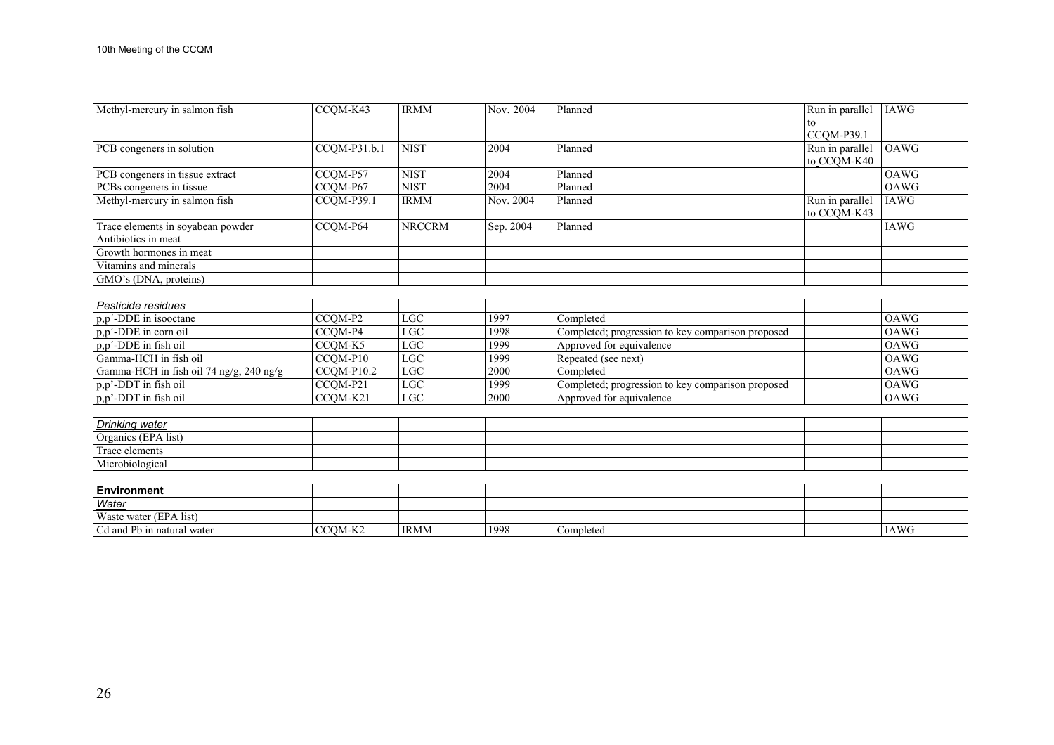| | | | | | | |
|---|---|---|---|---|---|---|
| Methyl-mercury in salmon fish | CCQM-K43 | IRMM | Nov. 2004 | Planned | Run in parallel to CCQM-P39.1 | IAWG |
| PCB congeners in solution | CCQM-P31.b.1 | NIST | 2004 | Planned | Run in parallel to CCQM-K40 | OAWG |
| PCB congeners in tissue extract | CCQM-P57 | NIST | 2004 | Planned | | OAWG |
| PCBs congeners in tissue | CCQM-P67 | NIST | 2004 | Planned | | OAWG |
| Methyl-mercury in salmon fish | CCQM-P39.1 | IRMM | Nov. 2004 | Planned | Run in parallel to CCQM-K43 | IAWG |
| Trace elements in soyabean powder | CCQM-P64 | NRCCRM | Sep. 2004 | Planned | | IAWG |
| Antibiotics in meat | | | | | | |
| Growth hormones in meat | | | | | | |
| Vitamins and minerals | | | | | | |
| GMO's (DNA, proteins) | | | | | | |
| | | | | | | |
| *Pesticide residues* | | | | | | |
| p,p´-DDE in isooctane | CCQM-P2 | LGC | 1997 | Completed | | OAWG |
| p,p´-DDE in corn oil | CCQM-P4 | LGC | 1998 | Completed; progression to key comparison proposed | | OAWG |
| p,p´-DDE in fish oil | CCQM-K5 | LGC | 1999 | Approved for equivalence | | OAWG |
| Gamma-HCH in fish oil | CCQM-P10 | LGC | 1999 | Repeated (see next) | | OAWG |
| Gamma-HCH in fish oil 74 ng/g, 240 ng/g | CCQM-P10.2 | LGC | 2000 | Completed | | OAWG |
| p,p'-DDT in fish oil | CCQM-P21 | LGC | 1999 | Completed; progression to key comparison proposed | | OAWG |
| p,p'-DDT in fish oil | CCQM-K21 | LGC | 2000 | Approved for equivalence | | OAWG |
| | | | | | | |
| *Drinking water* | | | | | | |
| Organics (EPA list) | | | | | | |
| Trace elements | | | | | | |
| Microbiological | | | | | | |
| | | | | | | |
| **Environment** | | | | | | |
| *Water* | | | | | | |
| Waste water (EPA list) | | | | | | |
| Cd and Pb in natural water | CCQM-K2 | IRMM | 1998 | Completed | | IAWG |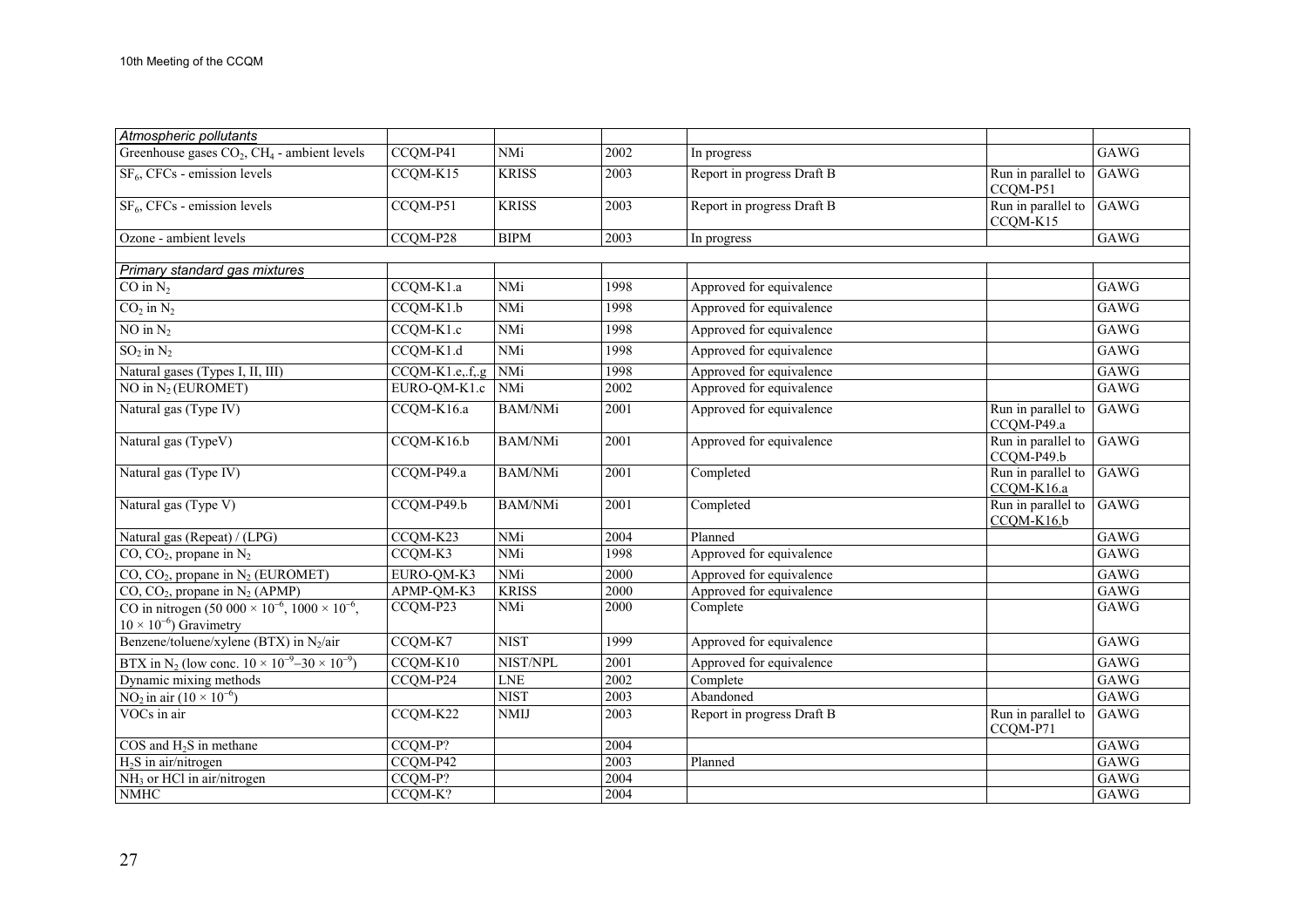| | | | | | | |
|---|---|---|---|---|---|---|
| *Atmospheric pollutants* | | | | | | |
| Greenhouse gases $CO_2$, $CH_4$ - ambient levels | CCQM-P41 | NMi | 2002 | In progress | | GAWG |
| $SF_6$, CFCs - emission levels | CCQM-K15 | KRISS | 2003 | Report in progress Draft B | Run in parallel to CCQM-P51 | GAWG |
| $SF_6$, CFCs - emission levels | CCQM-P51 | KRISS | 2003 | Report in progress Draft B | Run in parallel to CCQM-K15 | GAWG |
| Ozone - ambient levels | CCQM-P28 | BIPM | 2003 | In progress | | GAWG |
| | | | | | | |
| *Primary standard gas mixtures* | | | | | | |
| CO in $N_2$ | CCQM-K1.a | NMi | 1998 | Approved for equivalence | | GAWG |
| $CO_2$ in $N_2$ | CCQM-K1.b | NMi | 1998 | Approved for equivalence | | GAWG |
| NO in $N_2$ | CCQM-K1.c | NMi | 1998 | Approved for equivalence | | GAWG |
| $SO_2$ in $N_2$ | CCQM-K1.d | NMi | 1998 | Approved for equivalence | | GAWG |
| Natural gases (Types I, II, III) | CCQM-K1.e,.f,.g | NMi | 1998 | Approved for equivalence | | GAWG |
| NO in $N_2$ (EUROMET) | EURO-QM-K1.c | NMi | 2002 | Approved for equivalence | | GAWG |
| Natural gas (Type IV) | CCQM-K16.a | BAM/NMi | 2001 | Approved for equivalence | Run in parallel to CCQM-P49.a | GAWG |
| Natural gas (TypeV) | CCQM-K16.b | BAM/NMi | 2001 | Approved for equivalence | Run in parallel to CCQM-P49.b | GAWG |
| Natural gas (Type IV) | CCQM-P49.a | BAM/NMi | 2001 | Completed | Run in parallel to CCQM-K16.a | GAWG |
| Natural gas (Type V) | CCQM-P49.b | BAM/NMi | 2001 | Completed | Run in parallel to CCQM-K16.b | GAWG |
| Natural gas (Repeat) / (LPG) | CCQM-K23 | NMi | 2004 | Planned | | GAWG |
| CO, $CO_2$, propane in $N_2$ | CCQM-K3 | NMi | 1998 | Approved for equivalence | | GAWG |
| CO, $CO_2$, propane in $N_2$ (EUROMET) | EURO-QM-K3 | NMi | 2000 | Approved for equivalence | | GAWG |
| CO, $CO_2$, propane in $N_2$ (APMP) | APMP-QM-K3 | KRISS | 2000 | Approved for equivalence | | GAWG |
| CO in nitrogen ($50\,000 \times 10^{-6}$, $1000 \times 10^{-6}$, $10 \times 10^{-6}$) Gravimetry | CCQM-P23 | NMi | 2000 | Complete | | GAWG |
| Benzene/toluene/xylene (BTX) in $N_2$/air | CCQM-K7 | NIST | 1999 | Approved for equivalence | | GAWG |
| BTX in $N_2$ (low conc. $10 \times 10^{-9}$–$30 \times 10^{-9}$) | CCQM-K10 | NIST/NPL | 2001 | Approved for equivalence | | GAWG |
| Dynamic mixing methods | CCQM-P24 | LNE | 2002 | Complete | | GAWG |
| $NO_2$ in air ($10 \times 10^{-6}$) | | NIST | 2003 | Abandoned | | GAWG |
| VOCs in air | CCQM-K22 | NMIJ | 2003 | Report in progress Draft B | Run in parallel to CCQM-P71 | GAWG |
| COS and $H_2S$ in methane | CCQM-P? | | 2004 | | | GAWG |
| $H_2S$ in air/nitrogen | CCQM-P42 | | 2003 | Planned | | GAWG |
| $NH_3$ or HCl in air/nitrogen | CCQM-P? | | 2004 | | | GAWG |
| NMHC | CCQM-K? | | 2004 | | | GAWG |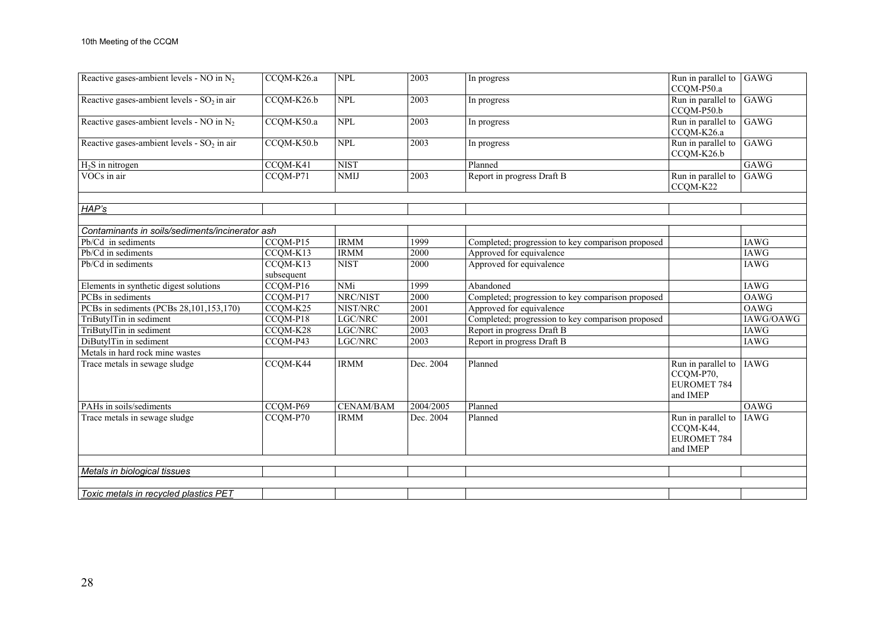| | | | | | | |
|---|---|---|---|---|---|---|
| Reactive gases-ambient levels - NO in $N_2$ | CCQM-K26.a | NPL | 2003 | In progress | Run in parallel to CCQM-P50.a | GAWG |
| Reactive gases-ambient levels - $SO_2$ in air | CCQM-K26.b | NPL | 2003 | In progress | Run in parallel to CCQM-P50.b | GAWG |
| Reactive gases-ambient levels - NO in $N_2$ | CCQM-K50.a | NPL | 2003 | In progress | Run in parallel to CCQM-K26.a | GAWG |
| Reactive gases-ambient levels - $SO_2$ in air | CCQM-K50.b | NPL | 2003 | In progress | Run in parallel to CCQM-K26.b | GAWG |
| $H_2S$ in nitrogen | CCQM-K41 | NIST | | Planned | | GAWG |
| VOCs in air | CCQM-P71 | NMIJ | 2003 | Report in progress Draft B | Run in parallel to CCQM-K22 | GAWG |
| | | | | | | |
| *HAP's* | | | | | | |
| | | | | | | |
| *Contaminants in soils/sediments/incinerator ash* | | | | | | |
| Pb/Cd in sediments | CCQM-P15 | IRMM | 1999 | Completed; progression to key comparison proposed | | IAWG |
| Pb/Cd in sediments | CCQM-K13 | IRMM | 2000 | Approved for equivalence | | IAWG |
| Pb/Cd in sediments | CCQM-K13 subsequent | NIST | 2000 | Approved for equivalence | | IAWG |
| Elements in synthetic digest solutions | CCQM-P16 | NMi | 1999 | Abandoned | | IAWG |
| PCBs in sediments | CCQM-P17 | NRC/NIST | 2000 | Completed; progression to key comparison proposed | | OAWG |
| PCBs in sediments (PCBs 28,101,153,170) | CCQM-K25 | NIST/NRC | 2001 | Approved for equivalence | | OAWG |
| TriButylTin in sediment | CCQM-P18 | LGC/NRC | 2001 | Completed; progression to key comparison proposed | | IAWG/OAWG |
| TriButylTin in sediment | CCQM-K28 | LGC/NRC | 2003 | Report in progress Draft B | | IAWG |
| DiButylTin in sediment | CCQM-P43 | LGC/NRC | 2003 | Report in progress Draft B | | IAWG |
| Metals in hard rock mine wastes | | | | | | |
| Trace metals in sewage sludge | CCQM-K44 | IRMM | Dec. 2004 | Planned | Run in parallel to CCQM-P70, EUROMET 784 and IMEP | IAWG |
| PAHs in soils/sediments | CCQM-P69 | CENAM/BAM | 2004/2005 | Planned | | OAWG |
| Trace metals in sewage sludge | CCQM-P70 | IRMM | Dec. 2004 | Planned | Run in parallel to CCQM-K44, EUROMET 784 and IMEP | IAWG |
| | | | | | | |
| *Metals in biological tissues* | | | | | | |
| | | | | | | |
| *Toxic metals in recycled plastics PET* | | | | | | |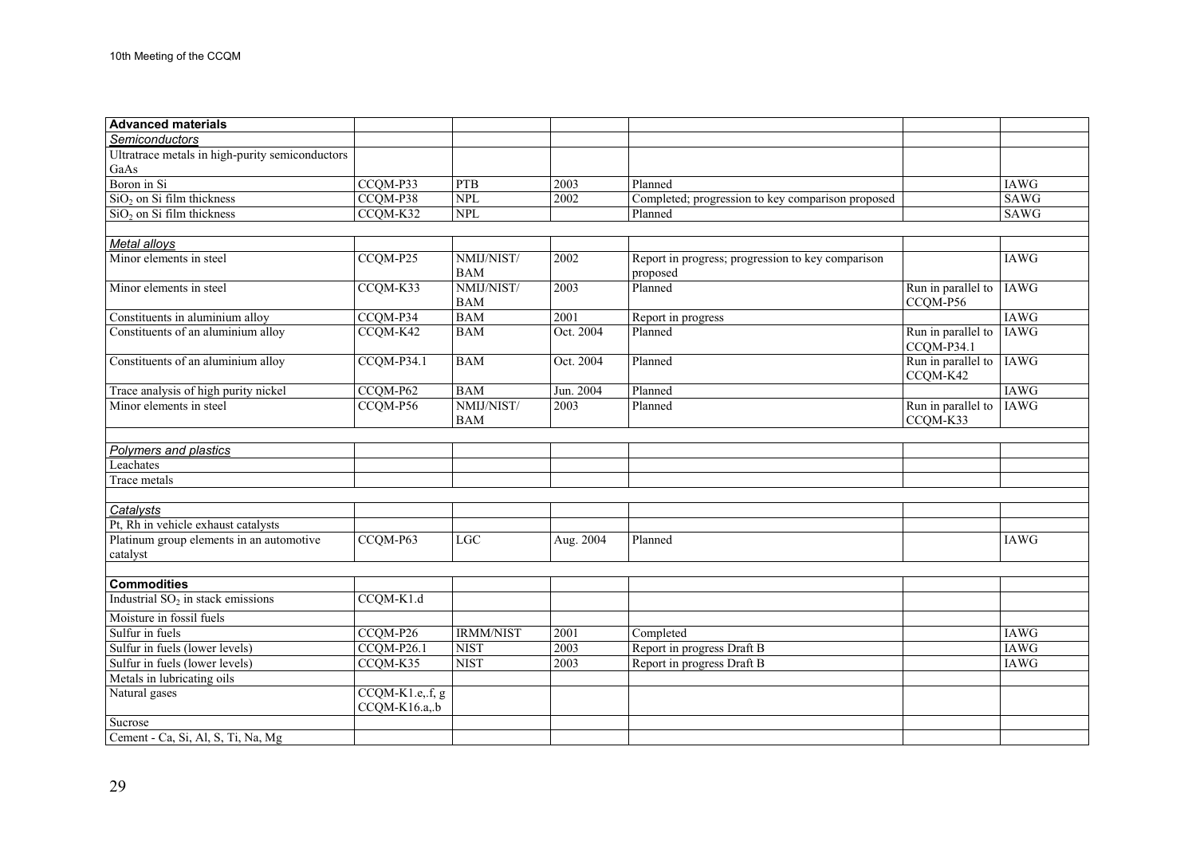| **Advanced materials** | | | | | | |
|---|---|---|---|---|---|---|
| *Semiconductors* | | | | | | |
| Ultratrace metals in high-purity semiconductors GaAs | | | | | | |
| Boron in Si | CCQM-P33 | PTB | 2003 | Planned | | IAWG |
| $SiO_2$ on Si film thickness | CCQM-P38 | NPL | 2002 | Completed; progression to key comparison proposed | | SAWG |
| $SiO_2$ on Si film thickness | CCQM-K32 | NPL | | Planned | | SAWG |
| | | | | | | |
| *Metal alloys* | | | | | | |
| Minor elements in steel | CCQM-P25 | NMIJ/NIST/ BAM | 2002 | Report in progress; progression to key comparison proposed | | IAWG |
| Minor elements in steel | CCQM-K33 | NMIJ/NIST/ BAM | 2003 | Planned | Run in parallel to CCQM-P56 | IAWG |
| Constituents in aluminium alloy | CCQM-P34 | BAM | 2001 | Report in progress | | IAWG |
| Constituents of an aluminium alloy | CCQM-K42 | BAM | Oct. 2004 | Planned | Run in parallel to CCQM-P34.1 | IAWG |
| Constituents of an aluminium alloy | CCQM-P34.1 | BAM | Oct. 2004 | Planned | Run in parallel to CCQM-K42 | IAWG |
| Trace analysis of high purity nickel | CCQM-P62 | BAM | Jun. 2004 | Planned | | IAWG |
| Minor elements in steel | CCQM-P56 | NMIJ/NIST/ BAM | 2003 | Planned | Run in parallel to CCQM-K33 | IAWG |
| | | | | | | |
| *Polymers and plastics* | | | | | | |
| Leachates | | | | | | |
| Trace metals | | | | | | |
| | | | | | | |
| *Catalysts* | | | | | | |
| Pt, Rh in vehicle exhaust catalysts | | | | | | |
| Platinum group elements in an automotive catalyst | CCQM-P63 | LGC | Aug. 2004 | Planned | | IAWG |
| | | | | | | |
| **Commodities** | | | | | | |
| Industrial $SO_2$ in stack emissions | CCQM-K1.d | | | | | |
| Moisture in fossil fuels | | | | | | |
| Sulfur in fuels | CCQM-P26 | IRMM/NIST | 2001 | Completed | | IAWG |
| Sulfur in fuels (lower levels) | CCQM-P26.1 | NIST | 2003 | Report in progress Draft B | | IAWG |
| Sulfur in fuels (lower levels) | CCQM-K35 | NIST | 2003 | Report in progress Draft B | | IAWG |
| Metals in lubricating oils | | | | | | |
| Natural gases | CCQM-K1.e,.f, g CCQM-K16.a,.b | | | | | |
| Sucrose | | | | | | |
| Cement - Ca, Si, Al, S, Ti, Na, Mg | | | | | | |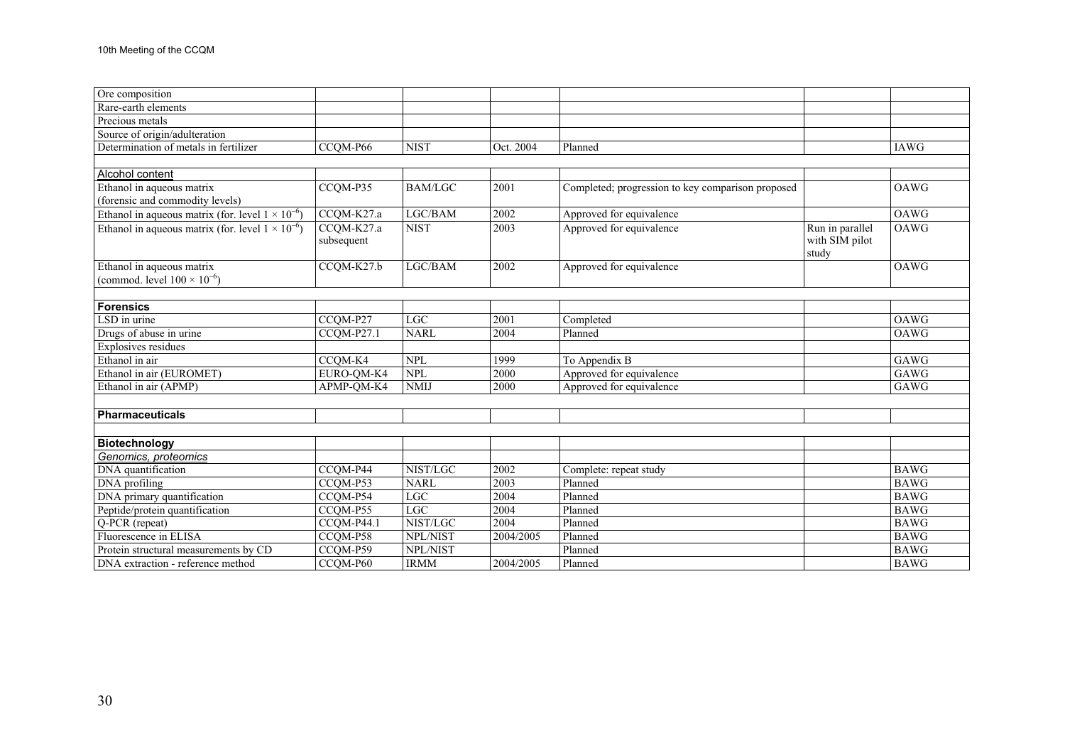| | | | | | | |
|---|---|---|---|---|---|---|
| Ore composition | | | | | | |
| Rare-earth elements | | | | | | |
| Precious metals | | | | | | |
| Source of origin/adulteration | | | | | | |
| Determination of metals in fertilizer | CCQM-P66 | NIST | Oct. 2004 | Planned | | IAWG |
| | | | | | | |
| Alcohol content | | | | | | |
| Ethanol in aqueous matrix (forensic and commodity levels) | CCQM-P35 | BAM/LGC | 2001 | Completed; progression to key comparison proposed | | OAWG |
| Ethanol in aqueous matrix (for. level $1 \times 10^{-6}$) | CCQM-K27.a | LGC/BAM | 2002 | Approved for equivalence | | OAWG |
| Ethanol in aqueous matrix (for. level $1 \times 10^{-6}$) | CCQM-K27.a subsequent | NIST | 2003 | Approved for equivalence | Run in parallel with SIM pilot study | OAWG |
| Ethanol in aqueous matrix (commod. level $100 \times 10^{-6}$) | CCQM-K27.b | LGC/BAM | 2002 | Approved for equivalence | | OAWG |
| | | | | | | |
| **Forensics** | | | | | | |
| LSD in urine | CCQM-P27 | LGC | 2001 | Completed | | OAWG |
| Drugs of abuse in urine | CCQM-P27.1 | NARL | 2004 | Planned | | OAWG |
| Explosives residues | | | | | | |
| Ethanol in air | CCQM-K4 | NPL | 1999 | To Appendix B | | GAWG |
| Ethanol in air (EUROMET) | EURO-QM-K4 | NPL | 2000 | Approved for equivalence | | GAWG |
| Ethanol in air (APMP) | APMP-QM-K4 | NMIJ | 2000 | Approved for equivalence | | GAWG |
| | | | | | | |
| **Pharmaceuticals** | | | | | | |
| | | | | | | |
| **Biotechnology** | | | | | | |
| *Genomics, proteomics* | | | | | | |
| DNA quantification | CCQM-P44 | NIST/LGC | 2002 | Complete: repeat study | | BAWG |
| DNA profiling | CCQM-P53 | NARL | 2003 | Planned | | BAWG |
| DNA primary quantification | CCQM-P54 | LGC | 2004 | Planned | | BAWG |
| Peptide/protein quantification | CCQM-P55 | LGC | 2004 | Planned | | BAWG |
| Q-PCR (repeat) | CCQM-P44.1 | NIST/LGC | 2004 | Planned | | BAWG |
| Fluorescence in ELISA | CCQM-P58 | NPL/NIST | 2004/2005 | Planned | | BAWG |
| Protein structural measurements by CD | CCQM-P59 | NPL/NIST | | Planned | | BAWG |
| DNA extraction - reference method | CCQM-P60 | IRMM | 2004/2005 | Planned | | BAWG |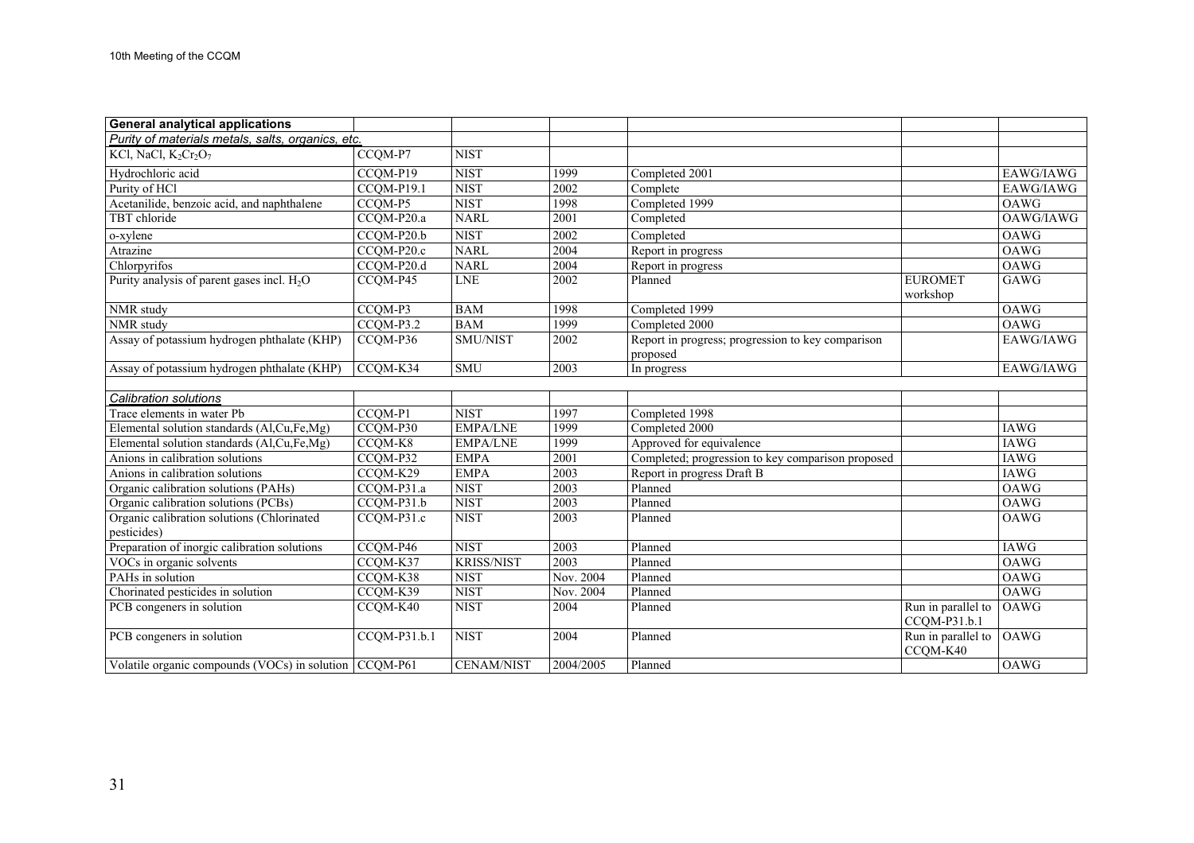| **General analytical applications** | | | | | | |
|---|---|---|---|---|---|---|
| *Purity of materials metals, salts, organics, etc.* | | | | | | |
| KCl, NaCl, $K_2Cr_2O_7$ | CCQM-P7 | NIST | | | | |
| Hydrochloric acid | CCQM-P19 | NIST | 1999 | Completed 2001 | | EAWG/IAWG |
| Purity of HCl | CCQM-P19.1 | NIST | 2002 | Complete | | EAWG/IAWG |
| Acetanilide, benzoic acid, and naphthalene | CCQM-P5 | NIST | 1998 | Completed 1999 | | OAWG |
| TBT chloride | CCQM-P20.a | NARL | 2001 | Completed | | OAWG/IAWG |
| o-xylene | CCQM-P20.b | NIST | 2002 | Completed | | OAWG |
| Atrazine | CCQM-P20.c | NARL | 2004 | Report in progress | | OAWG |
| Chlorpyrifos | CCQM-P20.d | NARL | 2004 | Report in progress | | OAWG |
| Purity analysis of parent gases incl. $H_2O$ | CCQM-P45 | LNE | 2002 | Planned | EUROMET workshop | GAWG |
| NMR study | CCQM-P3 | BAM | 1998 | Completed 1999 | | OAWG |
| NMR study | CCQM-P3.2 | BAM | 1999 | Completed 2000 | | OAWG |
| Assay of potassium hydrogen phthalate (KHP) | CCQM-P36 | SMU/NIST | 2002 | Report in progress; progression to key comparison proposed | | EAWG/IAWG |
| Assay of potassium hydrogen phthalate (KHP) | CCQM-K34 | SMU | 2003 | In progress | | EAWG/IAWG |
| | | | | | | |
| *Calibration solutions* | | | | | | |
| Trace elements in water Pb | CCQM-P1 | NIST | 1997 | Completed 1998 | | |
| Elemental solution standards (Al,Cu,Fe,Mg) | CCQM-P30 | EMPA/LNE | 1999 | Completed 2000 | | IAWG |
| Elemental solution standards (Al,Cu,Fe,Mg) | CCQM-K8 | EMPA/LNE | 1999 | Approved for equivalence | | IAWG |
| Anions in calibration solutions | CCQM-P32 | EMPA | 2001 | Completed; progression to key comparison proposed | | IAWG |
| Anions in calibration solutions | CCQM-K29 | EMPA | 2003 | Report in progress Draft B | | IAWG |
| Organic calibration solutions (PAHs) | CCQM-P31.a | NIST | 2003 | Planned | | OAWG |
| Organic calibration solutions (PCBs) | CCQM-P31.b | NIST | 2003 | Planned | | OAWG |
| Organic calibration solutions (Chlorinated pesticides) | CCQM-P31.c | NIST | 2003 | Planned | | OAWG |
| Preparation of inorgic calibration solutions | CCQM-P46 | NIST | 2003 | Planned | | IAWG |
| VOCs in organic solvents | CCQM-K37 | KRISS/NIST | 2003 | Planned | | OAWG |
| PAHs in solution | CCQM-K38 | NIST | Nov. 2004 | Planned | | OAWG |
| Chorinated pesticides in solution | CCQM-K39 | NIST | Nov. 2004 | Planned | | OAWG |
| PCB congeners in solution | CCQM-K40 | NIST | 2004 | Planned | Run in parallel to CCQM-P31.b.1 | OAWG |
| PCB congeners in solution | CCQM-P31.b.1 | NIST | 2004 | Planned | Run in parallel to CCQM-K40 | OAWG |
| Volatile organic compounds (VOCs) in solution | CCQM-P61 | CENAM/NIST | 2004/2005 | Planned | | OAWG |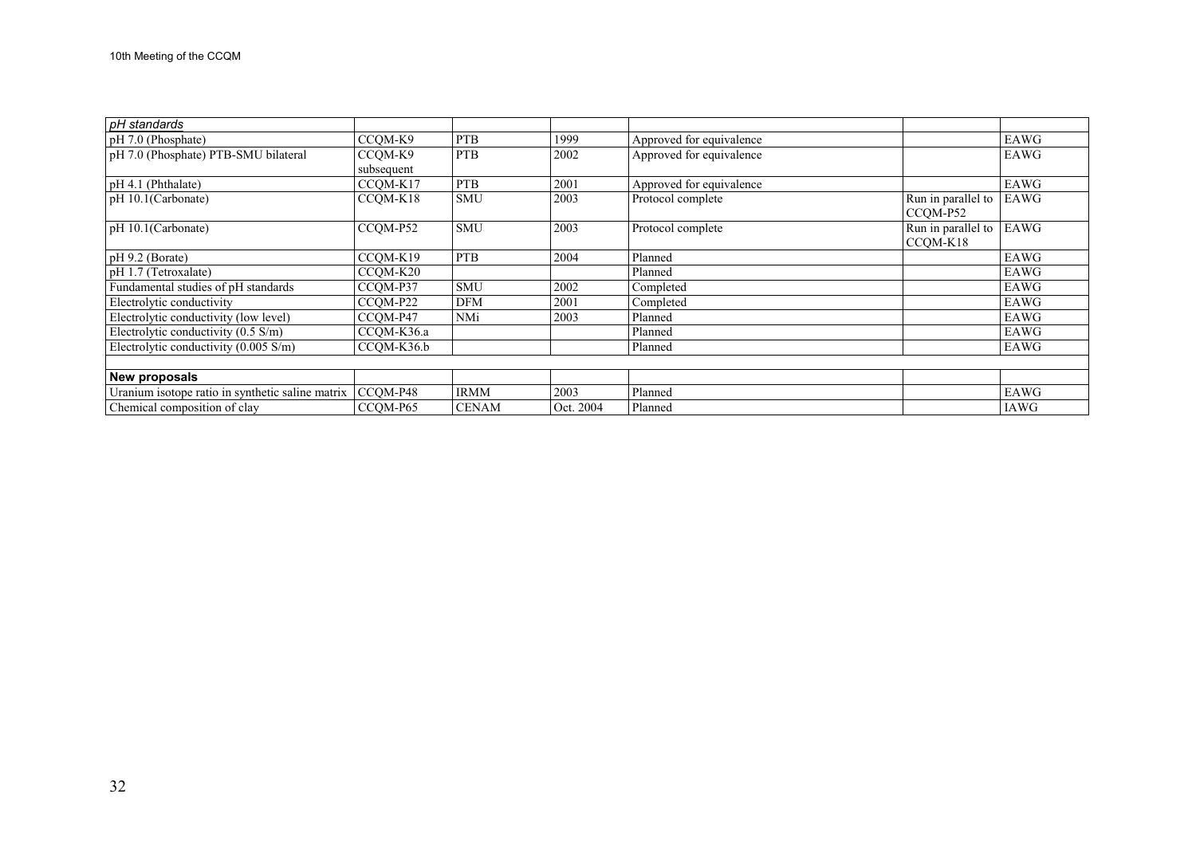| *pH standards* | | | | | | |
|---|---|---|---|---|---|---|
| pH 7.0 (Phosphate) | CCQM-K9 | PTB | 1999 | Approved for equivalence | | EAWG |
| pH 7.0 (Phosphate) PTB-SMU bilateral | CCQM-K9 subsequent | PTB | 2002 | Approved for equivalence | | EAWG |
| pH 4.1 (Phthalate) | CCQM-K17 | PTB | 2001 | Approved for equivalence | | EAWG |
| pH 10.1(Carbonate) | CCQM-K18 | SMU | 2003 | Protocol complete | Run in parallel to CCQM-P52 | EAWG |
| pH 10.1(Carbonate) | CCQM-P52 | SMU | 2003 | Protocol complete | Run in parallel to CCQM-K18 | EAWG |
| pH 9.2 (Borate) | CCQM-K19 | PTB | 2004 | Planned | | EAWG |
| pH 1.7 (Tetroxalate) | CCQM-K20 | | | Planned | | EAWG |
| Fundamental studies of pH standards | CCQM-P37 | SMU | 2002 | Completed | | EAWG |
| Electrolytic conductivity | CCQM-P22 | DFM | 2001 | Completed | | EAWG |
| Electrolytic conductivity (low level) | CCQM-P47 | NMi | 2003 | Planned | | EAWG |
| Electrolytic conductivity (0.5 S/m) | CCQM-K36.a | | | Planned | | EAWG |
| Electrolytic conductivity (0.005 S/m) | CCQM-K36.b | | | Planned | | EAWG |
| | | | | | | |
| **New proposals** | | | | | | |
| Uranium isotope ratio in synthetic saline matrix | CCQM-P48 | IRMM | 2003 | Planned | | EAWG |
| Chemical composition of clay | CCQM-P65 | CENAM | Oct. 2004 | Planned | | IAWG |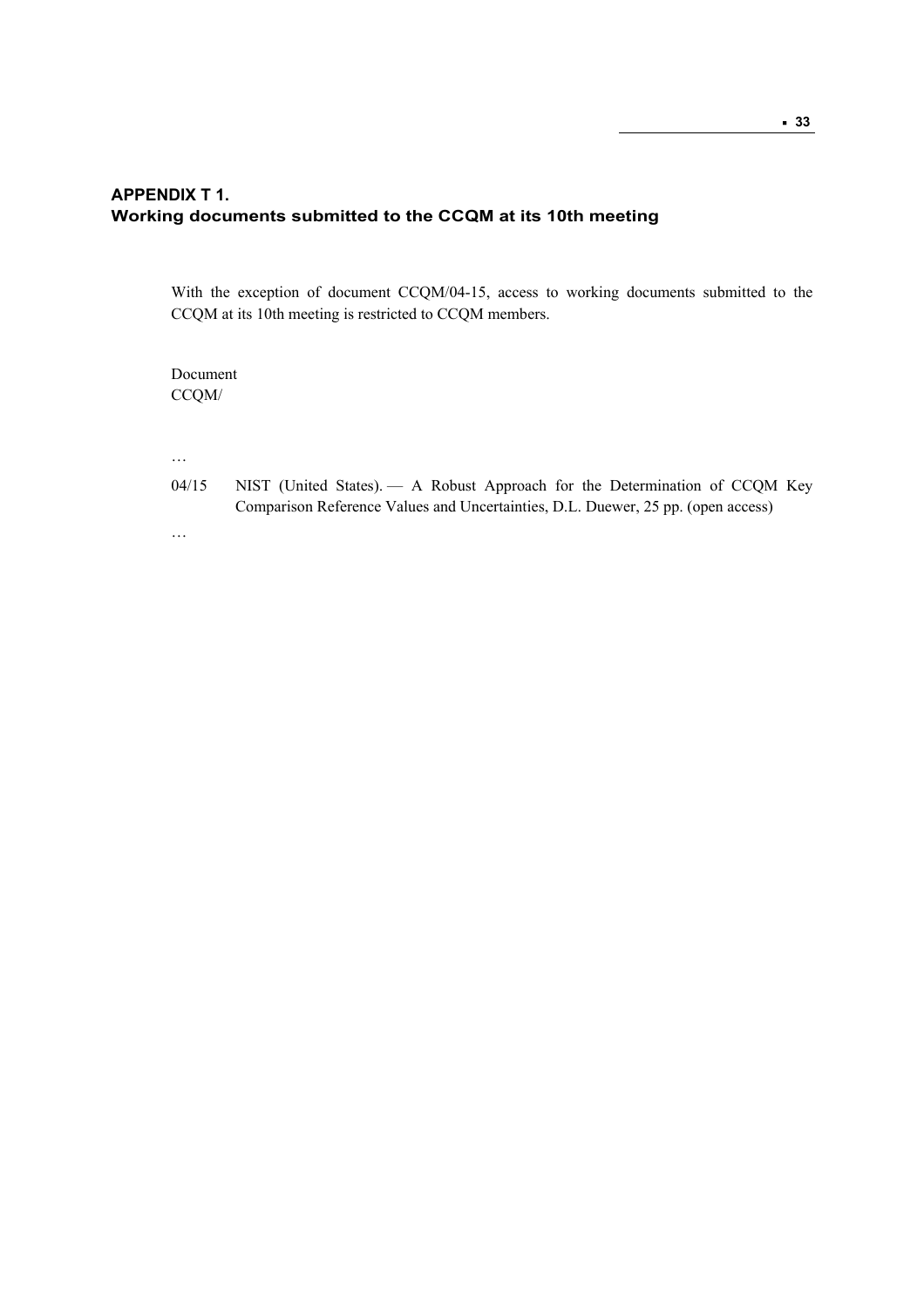## APPENDIX T 1.
## Working documents submitted to the CCQM at its 10th meeting

With the exception of document CCQM/04-15, access to working documents submitted to the CCQM at its 10th meeting is restricted to CCQM members.

Document
CCQM/

…

04/15 NIST (United States). — A Robust Approach for the Determination of CCQM Key Comparison Reference Values and Uncertainties, D.L. Duewer, 25 pp. (open access)

…